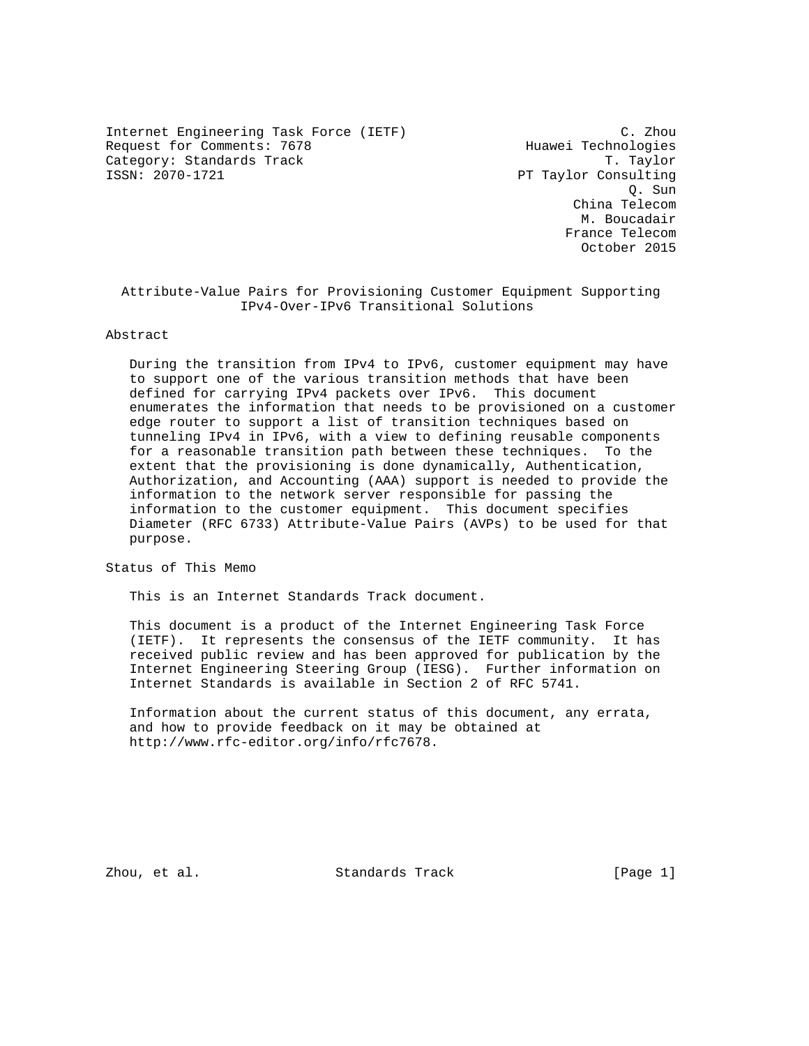Internet Engineering Task Force (IETF) C. Zhou
Request for Comments: 7678 Huawei Technologies
Category: Standards Track T. Taylor
ISSN: 2070-1721 PT Taylor Consulting
Q. Sun
China Telecom
M. Boucadair
France Telecom
October 2015

# Attribute-Value Pairs for Provisioning Customer Equipment Supporting IPv4-Over-IPv6 Transitional Solutions

## Abstract

During the transition from IPv4 to IPv6, customer equipment may have to support one of the various transition methods that have been defined for carrying IPv4 packets over IPv6. This document enumerates the information that needs to be provisioned on a customer edge router to support a list of transition techniques based on tunneling IPv4 in IPv6, with a view to defining reusable components for a reasonable transition path between these techniques. To the extent that the provisioning is done dynamically, Authentication, Authorization, and Accounting (AAA) support is needed to provide the information to the network server responsible for passing the information to the customer equipment. This document specifies Diameter (RFC 6733) Attribute-Value Pairs (AVPs) to be used for that purpose.

## Status of This Memo

This is an Internet Standards Track document.

This document is a product of the Internet Engineering Task Force (IETF). It represents the consensus of the IETF community. It has received public review and has been approved for publication by the Internet Engineering Steering Group (IESG). Further information on Internet Standards is available in Section 2 of RFC 5741.

Information about the current status of this document, any errata, and how to provide feedback on it may be obtained at http://www.rfc-editor.org/info/rfc7678.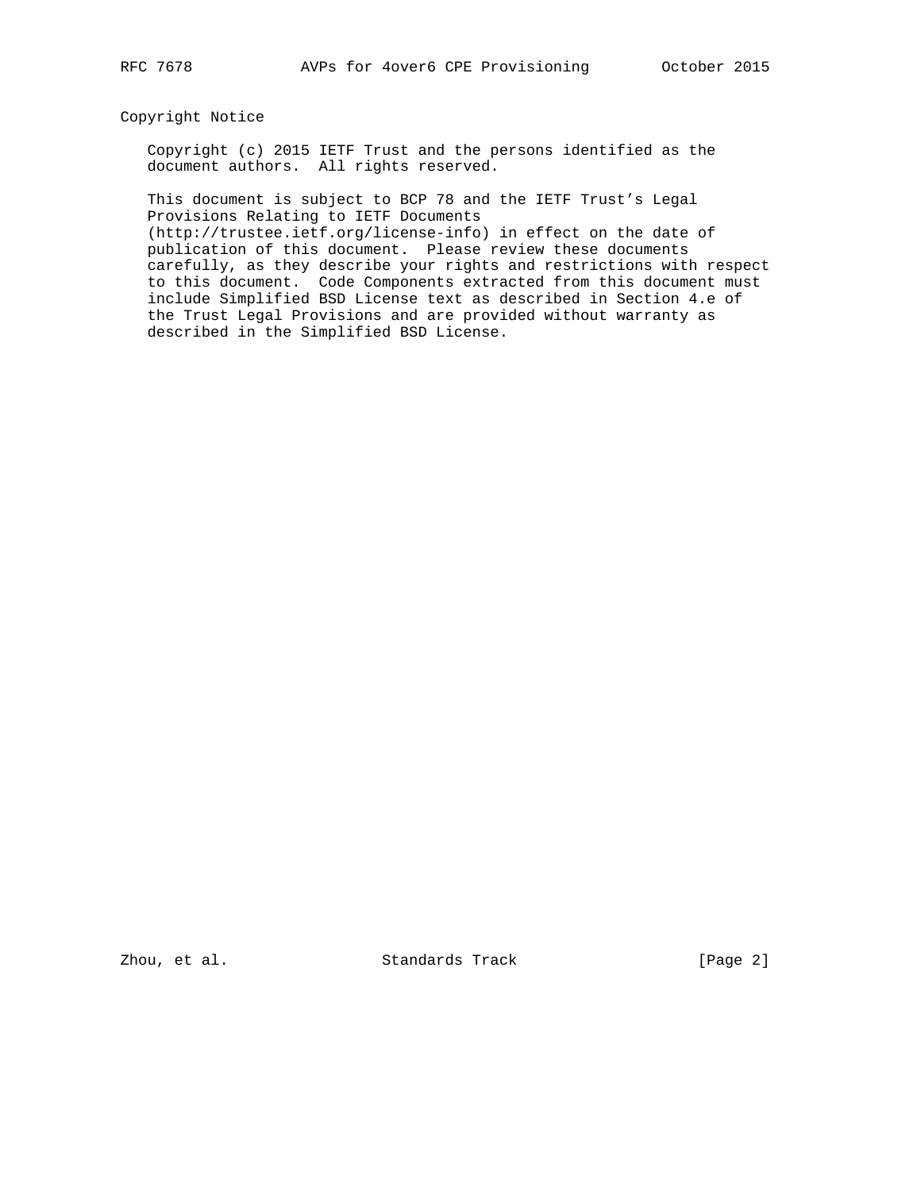## Copyright Notice

Copyright (c) 2015 IETF Trust and the persons identified as the document authors. All rights reserved.

This document is subject to BCP 78 and the IETF Trust's Legal Provisions Relating to IETF Documents (http://trustee.ietf.org/license-info) in effect on the date of publication of this document. Please review these documents carefully, as they describe your rights and restrictions with respect to this document. Code Components extracted from this document must include Simplified BSD License text as described in Section 4.e of the Trust Legal Provisions and are provided without warranty as described in the Simplified BSD License.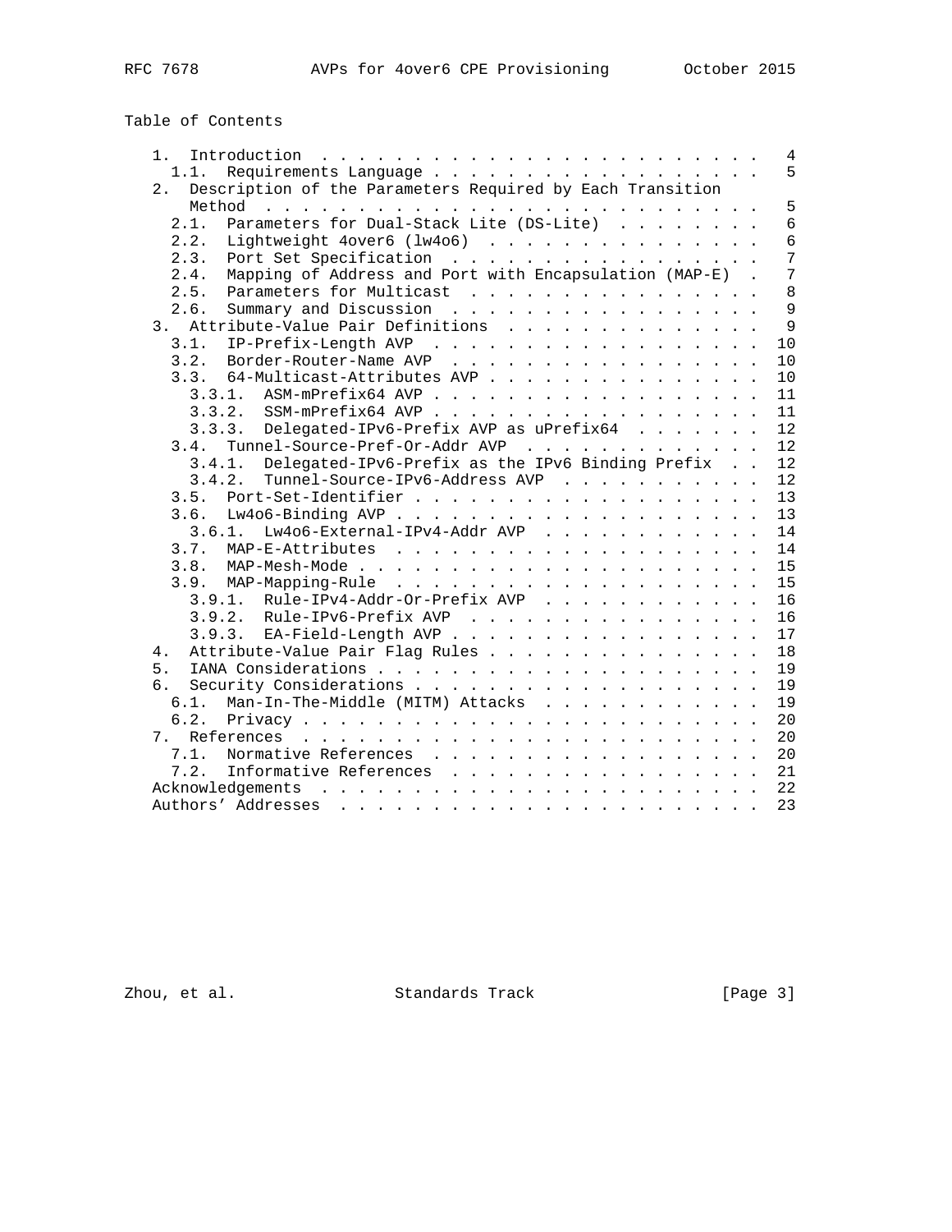## Table of Contents

```
   1.  Introduction  . . . . . . . . . . . . . . . . . . . . . . . .   4
     1.1.  Requirements Language . . . . . . . . . . . . . . . . . .   5
   2.  Description of the Parameters Required by Each Transition
       Method  . . . . . . . . . . . . . . . . . . . . . . . . . . .   5
     2.1.  Parameters for Dual-Stack Lite (DS-Lite)  . . . . . . . .   6
     2.2.  Lightweight 4over6 (lw4o6)  . . . . . . . . . . . . . . .   6
     2.3.  Port Set Specification  . . . . . . . . . . . . . . . . .   7
     2.4.  Mapping of Address and Port with Encapsulation (MAP-E)  .   7
     2.5.  Parameters for Multicast  . . . . . . . . . . . . . . . .   8
     2.6.  Summary and Discussion  . . . . . . . . . . . . . . . . .   9
   3.  Attribute-Value Pair Definitions  . . . . . . . . . . . . . .   9
     3.1.  IP-Prefix-Length AVP  . . . . . . . . . . . . . . . . . .  10
     3.2.  Border-Router-Name AVP  . . . . . . . . . . . . . . . . .  10
     3.3.  64-Multicast-Attributes AVP . . . . . . . . . . . . . . .  10
       3.3.1.  ASM-mPrefix64 AVP . . . . . . . . . . . . . . . . . .  11
       3.3.2.  SSM-mPrefix64 AVP . . . . . . . . . . . . . . . . . .  11
       3.3.3.  Delegated-IPv6-Prefix AVP as uPrefix64  . . . . . . .  12
     3.4.  Tunnel-Source-Pref-Or-Addr AVP  . . . . . . . . . . . . .  12
       3.4.1.  Delegated-IPv6-Prefix as the IPv6 Binding Prefix  . .  12
       3.4.2.  Tunnel-Source-IPv6-Address AVP  . . . . . . . . . . .  12
     3.5.  Port-Set-Identifier . . . . . . . . . . . . . . . . . . .  13
     3.6.  Lw4o6-Binding AVP . . . . . . . . . . . . . . . . . . . .  13
       3.6.1.  Lw4o6-External-IPv4-Addr AVP  . . . . . . . . . . . .  14
     3.7.  MAP-E-Attributes  . . . . . . . . . . . . . . . . . . . .  14
     3.8.  MAP-Mesh-Mode . . . . . . . . . . . . . . . . . . . . . .  15
     3.9.  MAP-Mapping-Rule  . . . . . . . . . . . . . . . . . . . .  15
       3.9.1.  Rule-IPv4-Addr-Or-Prefix AVP  . . . . . . . . . . . .  16
       3.9.2.  Rule-IPv6-Prefix AVP  . . . . . . . . . . . . . . . .  16
       3.9.3.  EA-Field-Length AVP . . . . . . . . . . . . . . . . .  17
   4.  Attribute-Value Pair Flag Rules . . . . . . . . . . . . . . .  18
   5.  IANA Considerations . . . . . . . . . . . . . . . . . . . . .  19
   6.  Security Considerations . . . . . . . . . . . . . . . . . . .  19
     6.1.  Man-In-The-Middle (MITM) Attacks  . . . . . . . . . . . .  19
     6.2.  Privacy . . . . . . . . . . . . . . . . . . . . . . . . .  20
   7.  References  . . . . . . . . . . . . . . . . . . . . . . . . .  20
     7.1.  Normative References  . . . . . . . . . . . . . . . . . .  20
     7.2.  Informative References  . . . . . . . . . . . . . . . . .  21
   Acknowledgements  . . . . . . . . . . . . . . . . . . . . . . . .  22
   Authors' Addresses  . . . . . . . . . . . . . . . . . . . . . . .  23
```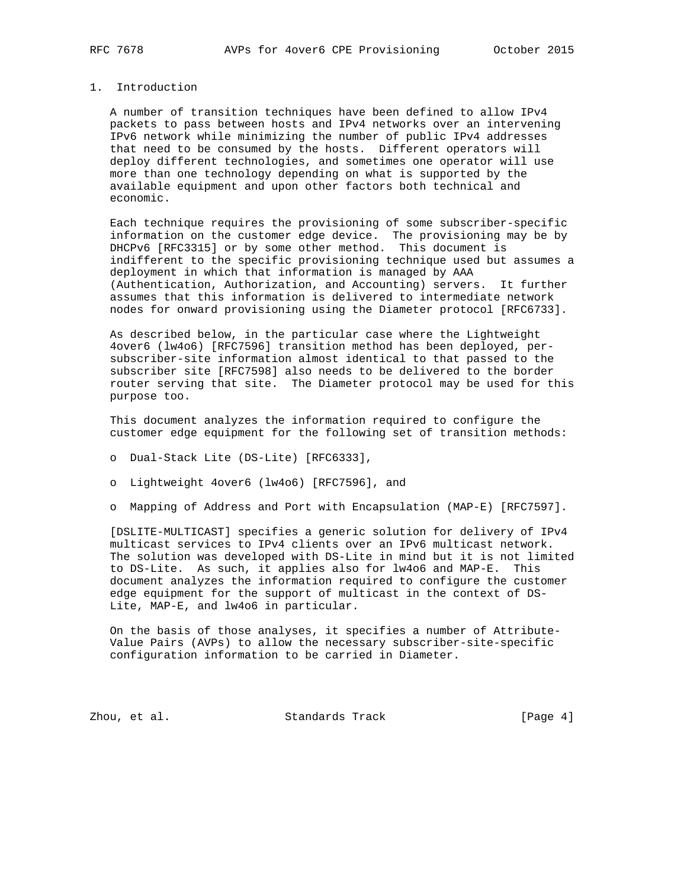# 1. Introduction

A number of transition techniques have been defined to allow IPv4 packets to pass between hosts and IPv4 networks over an intervening IPv6 network while minimizing the number of public IPv4 addresses that need to be consumed by the hosts. Different operators will deploy different technologies, and sometimes one operator will use more than one technology depending on what is supported by the available equipment and upon other factors both technical and economic.

Each technique requires the provisioning of some subscriber-specific information on the customer edge device. The provisioning may be by DHCPv6 [RFC3315] or by some other method. This document is indifferent to the specific provisioning technique used but assumes a deployment in which that information is managed by AAA (Authentication, Authorization, and Accounting) servers. It further assumes that this information is delivered to intermediate network nodes for onward provisioning using the Diameter protocol [RFC6733].

As described below, in the particular case where the Lightweight 4over6 (lw4o6) [RFC7596] transition method has been deployed, per-subscriber-site information almost identical to that passed to the subscriber site [RFC7598] also needs to be delivered to the border router serving that site. The Diameter protocol may be used for this purpose too.

This document analyzes the information required to configure the customer edge equipment for the following set of transition methods:

- Dual-Stack Lite (DS-Lite) [RFC6333],
- Lightweight 4over6 (lw4o6) [RFC7596], and
- Mapping of Address and Port with Encapsulation (MAP-E) [RFC7597].

[DSLITE-MULTICAST] specifies a generic solution for delivery of IPv4 multicast services to IPv4 clients over an IPv6 multicast network. The solution was developed with DS-Lite in mind but it is not limited to DS-Lite. As such, it applies also for lw4o6 and MAP-E. This document analyzes the information required to configure the customer edge equipment for the support of multicast in the context of DS-Lite, MAP-E, and lw4o6 in particular.

On the basis of those analyses, it specifies a number of Attribute-Value Pairs (AVPs) to allow the necessary subscriber-site-specific configuration information to be carried in Diameter.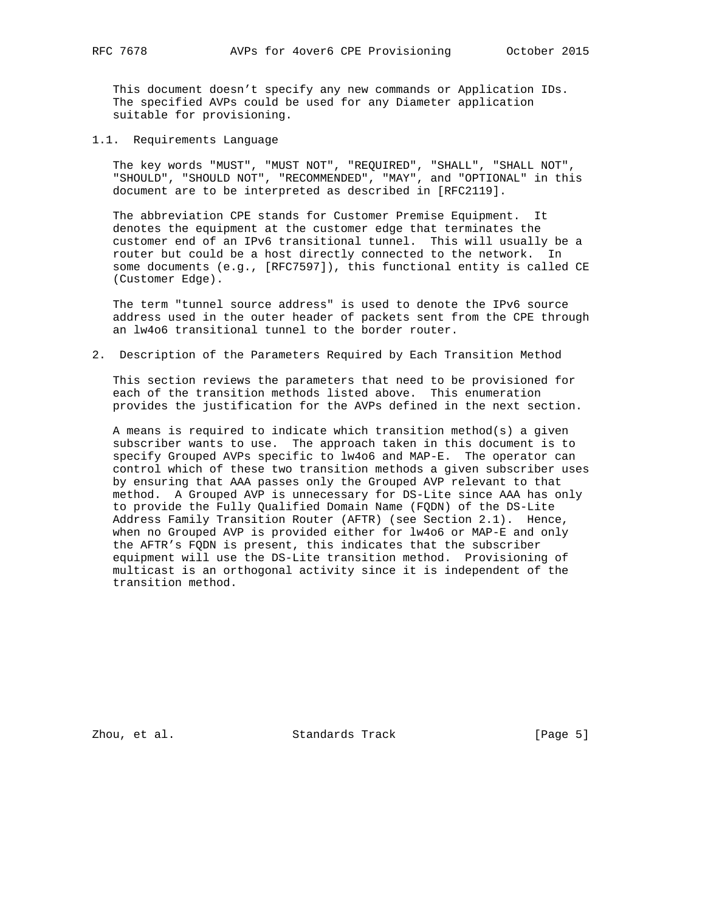This document doesn't specify any new commands or Application IDs. The specified AVPs could be used for any Diameter application suitable for provisioning.

### 1.1. Requirements Language

The key words "MUST", "MUST NOT", "REQUIRED", "SHALL", "SHALL NOT", "SHOULD", "SHOULD NOT", "RECOMMENDED", "MAY", and "OPTIONAL" in this document are to be interpreted as described in [RFC2119].

The abbreviation CPE stands for Customer Premise Equipment. It denotes the equipment at the customer edge that terminates the customer end of an IPv6 transitional tunnel. This will usually be a router but could be a host directly connected to the network. In some documents (e.g., [RFC7597]), this functional entity is called CE (Customer Edge).

The term "tunnel source address" is used to denote the IPv6 source address used in the outer header of packets sent from the CPE through an lw4o6 transitional tunnel to the border router.

## 2. Description of the Parameters Required by Each Transition Method

This section reviews the parameters that need to be provisioned for each of the transition methods listed above. This enumeration provides the justification for the AVPs defined in the next section.

A means is required to indicate which transition method(s) a given subscriber wants to use. The approach taken in this document is to specify Grouped AVPs specific to lw4o6 and MAP-E. The operator can control which of these two transition methods a given subscriber uses by ensuring that AAA passes only the Grouped AVP relevant to that method. A Grouped AVP is unnecessary for DS-Lite since AAA has only to provide the Fully Qualified Domain Name (FQDN) of the DS-Lite Address Family Transition Router (AFTR) (see Section 2.1). Hence, when no Grouped AVP is provided either for lw4o6 or MAP-E and only the AFTR's FQDN is present, this indicates that the subscriber equipment will use the DS-Lite transition method. Provisioning of multicast is an orthogonal activity since it is independent of the transition method.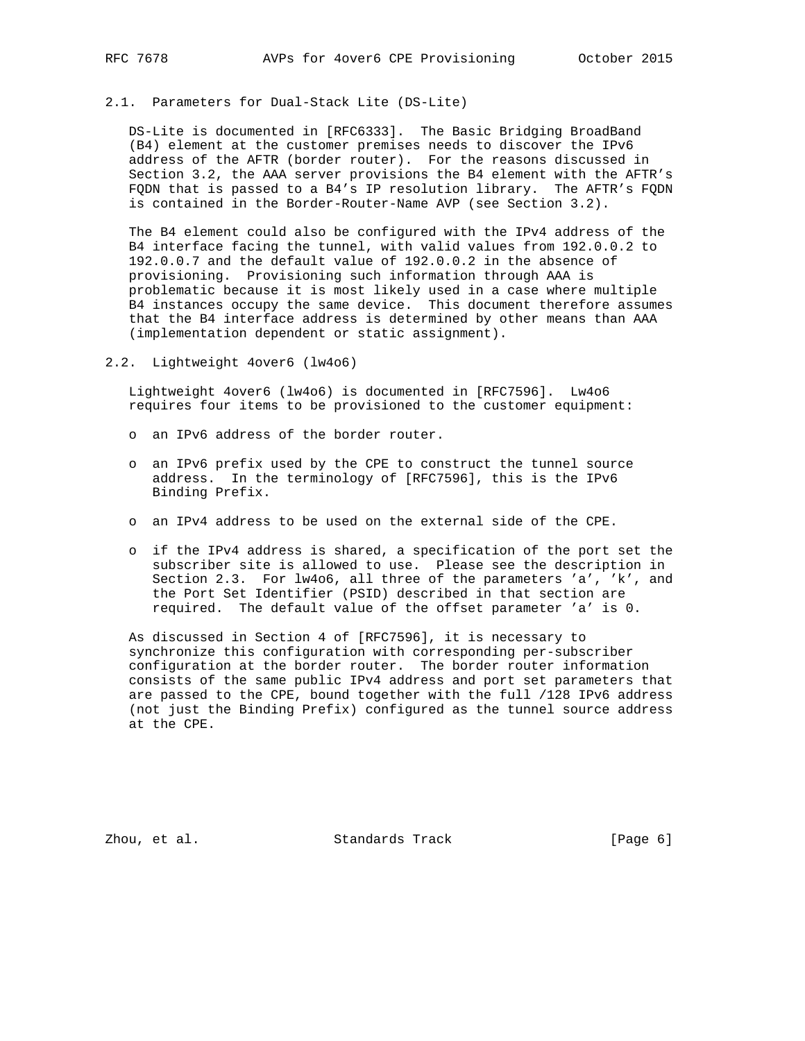### 2.1. Parameters for Dual-Stack Lite (DS-Lite)

DS-Lite is documented in [RFC6333]. The Basic Bridging BroadBand (B4) element at the customer premises needs to discover the IPv6 address of the AFTR (border router). For the reasons discussed in Section 3.2, the AAA server provisions the B4 element with the AFTR's FQDN that is passed to a B4's IP resolution library. The AFTR's FQDN is contained in the Border-Router-Name AVP (see Section 3.2).

The B4 element could also be configured with the IPv4 address of the B4 interface facing the tunnel, with valid values from 192.0.0.2 to 192.0.0.7 and the default value of 192.0.0.2 in the absence of provisioning. Provisioning such information through AAA is problematic because it is most likely used in a case where multiple B4 instances occupy the same device. This document therefore assumes that the B4 interface address is determined by other means than AAA (implementation dependent or static assignment).

### 2.2. Lightweight 4over6 (lw4o6)

Lightweight 4over6 (lw4o6) is documented in [RFC7596]. Lw4o6 requires four items to be provisioned to the customer equipment:

- an IPv6 address of the border router.
- an IPv6 prefix used by the CPE to construct the tunnel source address. In the terminology of [RFC7596], this is the IPv6 Binding Prefix.
- an IPv4 address to be used on the external side of the CPE.
- if the IPv4 address is shared, a specification of the port set the subscriber site is allowed to use. Please see the description in Section 2.3. For lw4o6, all three of the parameters 'a', 'k', and the Port Set Identifier (PSID) described in that section are required. The default value of the offset parameter 'a' is 0.

As discussed in Section 4 of [RFC7596], it is necessary to synchronize this configuration with corresponding per-subscriber configuration at the border router. The border router information consists of the same public IPv4 address and port set parameters that are passed to the CPE, bound together with the full /128 IPv6 address (not just the Binding Prefix) configured as the tunnel source address at the CPE.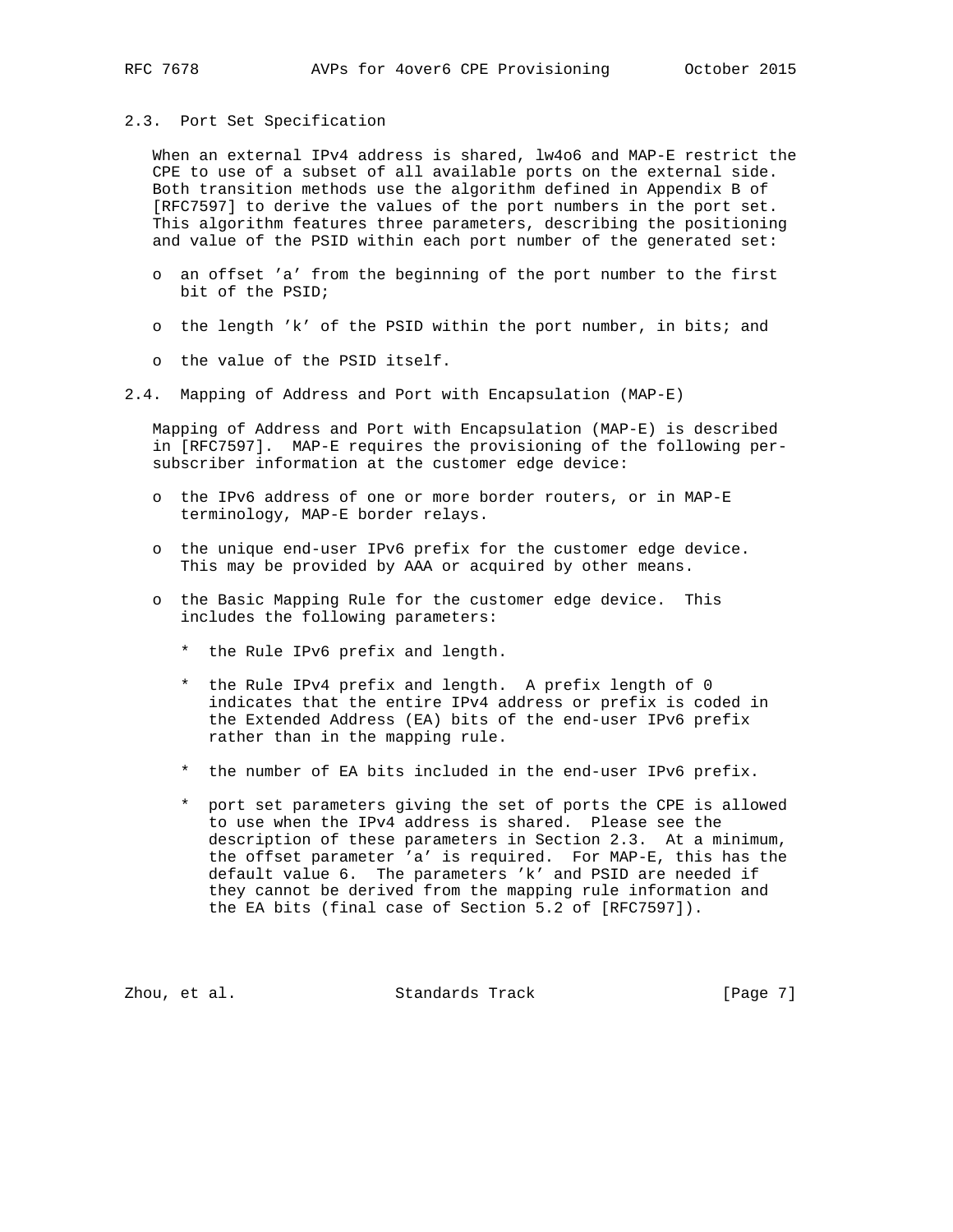### 2.3. Port Set Specification

When an external IPv4 address is shared, lw4o6 and MAP-E restrict the CPE to use of a subset of all available ports on the external side. Both transition methods use the algorithm defined in Appendix B of [RFC7597] to derive the values of the port numbers in the port set. This algorithm features three parameters, describing the positioning and value of the PSID within each port number of the generated set:

- an offset 'a' from the beginning of the port number to the first bit of the PSID;
- the length 'k' of the PSID within the port number, in bits; and
- the value of the PSID itself.

### 2.4. Mapping of Address and Port with Encapsulation (MAP-E)

Mapping of Address and Port with Encapsulation (MAP-E) is described in [RFC7597]. MAP-E requires the provisioning of the following per-subscriber information at the customer edge device:

- the IPv6 address of one or more border routers, or in MAP-E terminology, MAP-E border relays.
- the unique end-user IPv6 prefix for the customer edge device. This may be provided by AAA or acquired by other means.
- the Basic Mapping Rule for the customer edge device. This includes the following parameters:
  - the Rule IPv6 prefix and length.
  - the Rule IPv4 prefix and length. A prefix length of 0 indicates that the entire IPv4 address or prefix is coded in the Extended Address (EA) bits of the end-user IPv6 prefix rather than in the mapping rule.
  - the number of EA bits included in the end-user IPv6 prefix.
  - port set parameters giving the set of ports the CPE is allowed to use when the IPv4 address is shared. Please see the description of these parameters in Section 2.3. At a minimum, the offset parameter 'a' is required. For MAP-E, this has the default value 6. The parameters 'k' and PSID are needed if they cannot be derived from the mapping rule information and the EA bits (final case of Section 5.2 of [RFC7597]).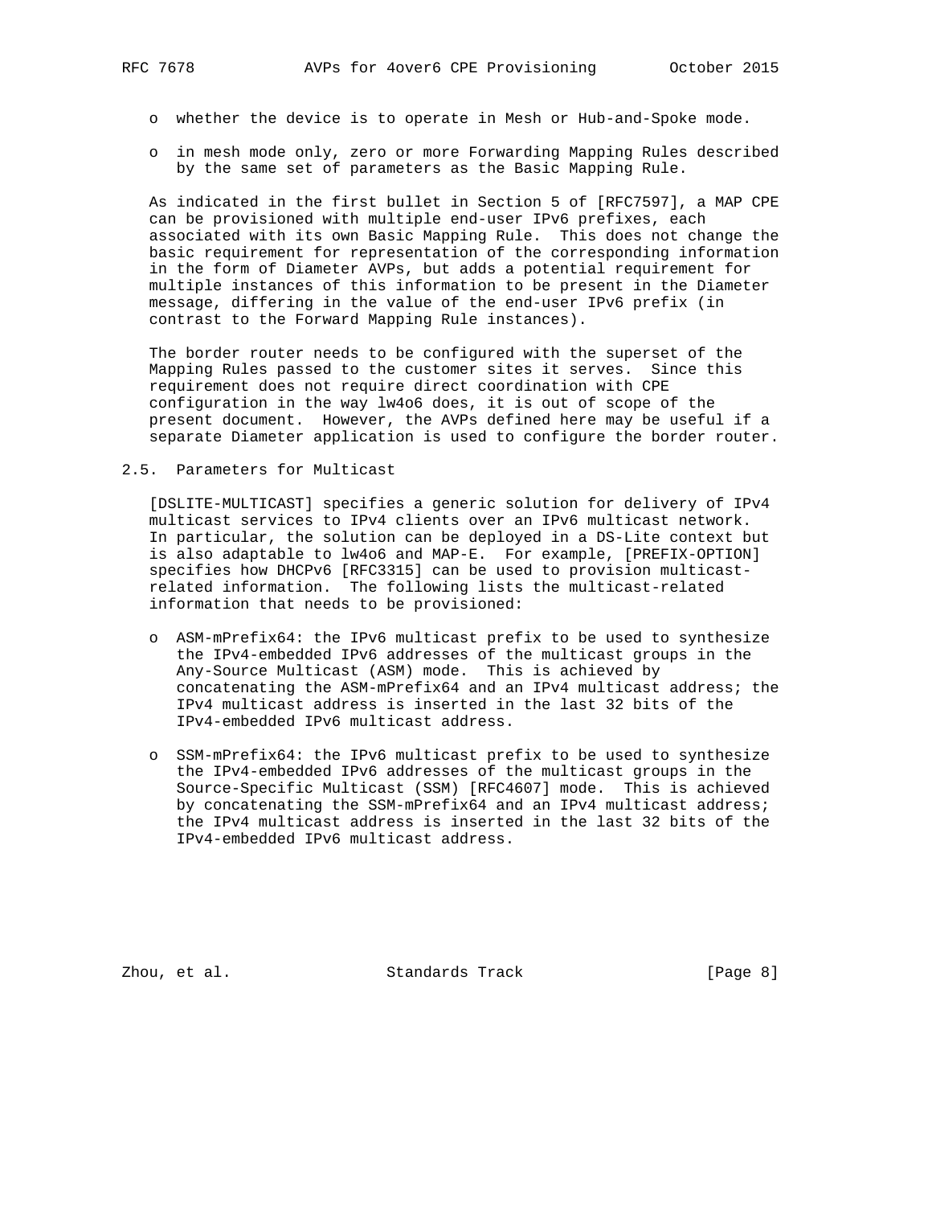- whether the device is to operate in Mesh or Hub-and-Spoke mode.

- in mesh mode only, zero or more Forwarding Mapping Rules described by the same set of parameters as the Basic Mapping Rule.

As indicated in the first bullet in Section 5 of [RFC7597], a MAP CPE can be provisioned with multiple end-user IPv6 prefixes, each associated with its own Basic Mapping Rule. This does not change the basic requirement for representation of the corresponding information in the form of Diameter AVPs, but adds a potential requirement for multiple instances of this information to be present in the Diameter message, differing in the value of the end-user IPv6 prefix (in contrast to the Forward Mapping Rule instances).

The border router needs to be configured with the superset of the Mapping Rules passed to the customer sites it serves. Since this requirement does not require direct coordination with CPE configuration in the way lw4o6 does, it is out of scope of the present document. However, the AVPs defined here may be useful if a separate Diameter application is used to configure the border router.

### 2.5. Parameters for Multicast

[DSLITE-MULTICAST] specifies a generic solution for delivery of IPv4 multicast services to IPv4 clients over an IPv6 multicast network. In particular, the solution can be deployed in a DS-Lite context but is also adaptable to lw4o6 and MAP-E. For example, [PREFIX-OPTION] specifies how DHCPv6 [RFC3315] can be used to provision multicast-related information. The following lists the multicast-related information that needs to be provisioned:

- ASM-mPrefix64: the IPv6 multicast prefix to be used to synthesize the IPv4-embedded IPv6 addresses of the multicast groups in the Any-Source Multicast (ASM) mode. This is achieved by concatenating the ASM-mPrefix64 and an IPv4 multicast address; the IPv4 multicast address is inserted in the last 32 bits of the IPv4-embedded IPv6 multicast address.

- SSM-mPrefix64: the IPv6 multicast prefix to be used to synthesize the IPv4-embedded IPv6 addresses of the multicast groups in the Source-Specific Multicast (SSM) [RFC4607] mode. This is achieved by concatenating the SSM-mPrefix64 and an IPv4 multicast address; the IPv4 multicast address is inserted in the last 32 bits of the IPv4-embedded IPv6 multicast address.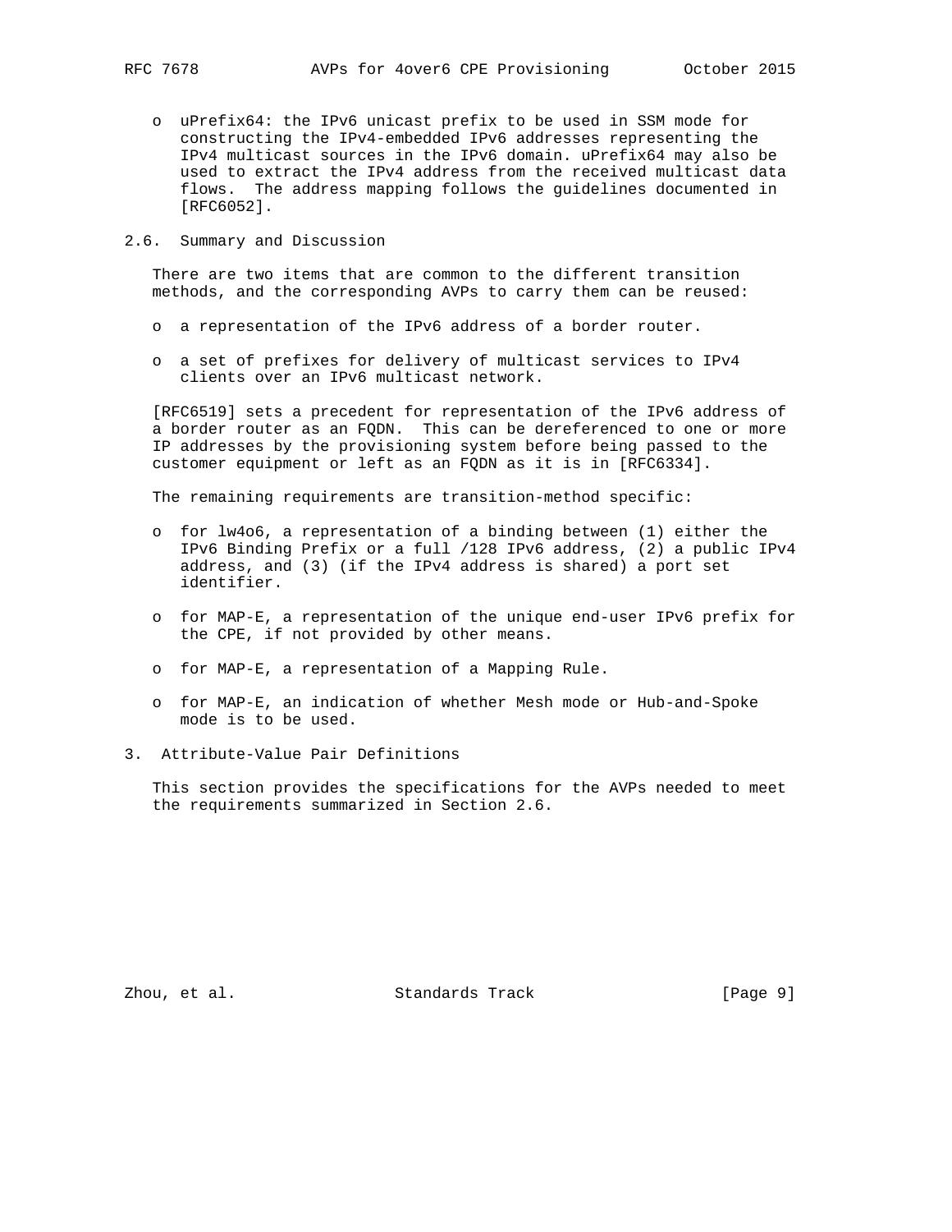- uPrefix64: the IPv6 unicast prefix to be used in SSM mode for constructing the IPv4-embedded IPv6 addresses representing the IPv4 multicast sources in the IPv6 domain. uPrefix64 may also be used to extract the IPv4 address from the received multicast data flows. The address mapping follows the guidelines documented in [RFC6052].

### 2.6. Summary and Discussion

There are two items that are common to the different transition methods, and the corresponding AVPs to carry them can be reused:

- a representation of the IPv6 address of a border router.
- a set of prefixes for delivery of multicast services to IPv4 clients over an IPv6 multicast network.

[RFC6519] sets a precedent for representation of the IPv6 address of a border router as an FQDN. This can be dereferenced to one or more IP addresses by the provisioning system before being passed to the customer equipment or left as an FQDN as it is in [RFC6334].

The remaining requirements are transition-method specific:

- for lw4o6, a representation of a binding between (1) either the IPv6 Binding Prefix or a full /128 IPv6 address, (2) a public IPv4 address, and (3) (if the IPv4 address is shared) a port set identifier.
- for MAP-E, a representation of the unique end-user IPv6 prefix for the CPE, if not provided by other means.
- for MAP-E, a representation of a Mapping Rule.
- for MAP-E, an indication of whether Mesh mode or Hub-and-Spoke mode is to be used.

## 3. Attribute-Value Pair Definitions

This section provides the specifications for the AVPs needed to meet the requirements summarized in Section 2.6.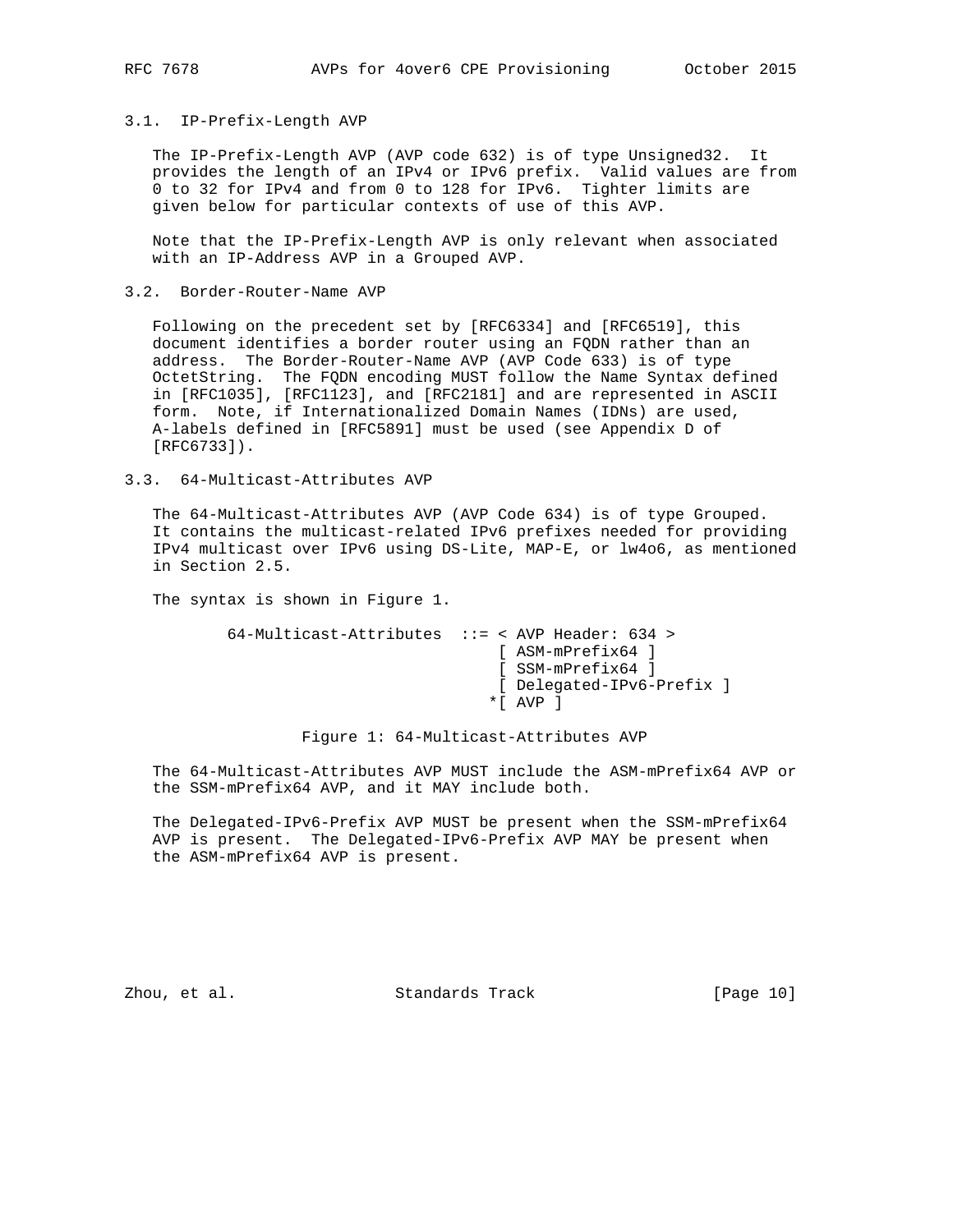### 3.1. IP-Prefix-Length AVP

The IP-Prefix-Length AVP (AVP code 632) is of type Unsigned32. It provides the length of an IPv4 or IPv6 prefix. Valid values are from 0 to 32 for IPv4 and from 0 to 128 for IPv6. Tighter limits are given below for particular contexts of use of this AVP.

Note that the IP-Prefix-Length AVP is only relevant when associated with an IP-Address AVP in a Grouped AVP.

### 3.2. Border-Router-Name AVP

Following on the precedent set by [RFC6334] and [RFC6519], this document identifies a border router using an FQDN rather than an address. The Border-Router-Name AVP (AVP Code 633) is of type OctetString. The FQDN encoding MUST follow the Name Syntax defined in [RFC1035], [RFC1123], and [RFC2181] and are represented in ASCII form. Note, if Internationalized Domain Names (IDNs) are used, A-labels defined in [RFC5891] must be used (see Appendix D of [RFC6733]).

### 3.3. 64-Multicast-Attributes AVP

The 64-Multicast-Attributes AVP (AVP Code 634) is of type Grouped. It contains the multicast-related IPv6 prefixes needed for providing IPv4 multicast over IPv6 using DS-Lite, MAP-E, or lw4o6, as mentioned in Section 2.5.

The syntax is shown in Figure 1.

```
64-Multicast-Attributes  ::= < AVP Header: 634 >
                              [ ASM-mPrefix64 ]
                              [ SSM-mPrefix64 ]
                              [ Delegated-IPv6-Prefix ]
                             *[ AVP ]
```

Figure 1: 64-Multicast-Attributes AVP

The 64-Multicast-Attributes AVP MUST include the ASM-mPrefix64 AVP or the SSM-mPrefix64 AVP, and it MAY include both.

The Delegated-IPv6-Prefix AVP MUST be present when the SSM-mPrefix64 AVP is present. The Delegated-IPv6-Prefix AVP MAY be present when the ASM-mPrefix64 AVP is present.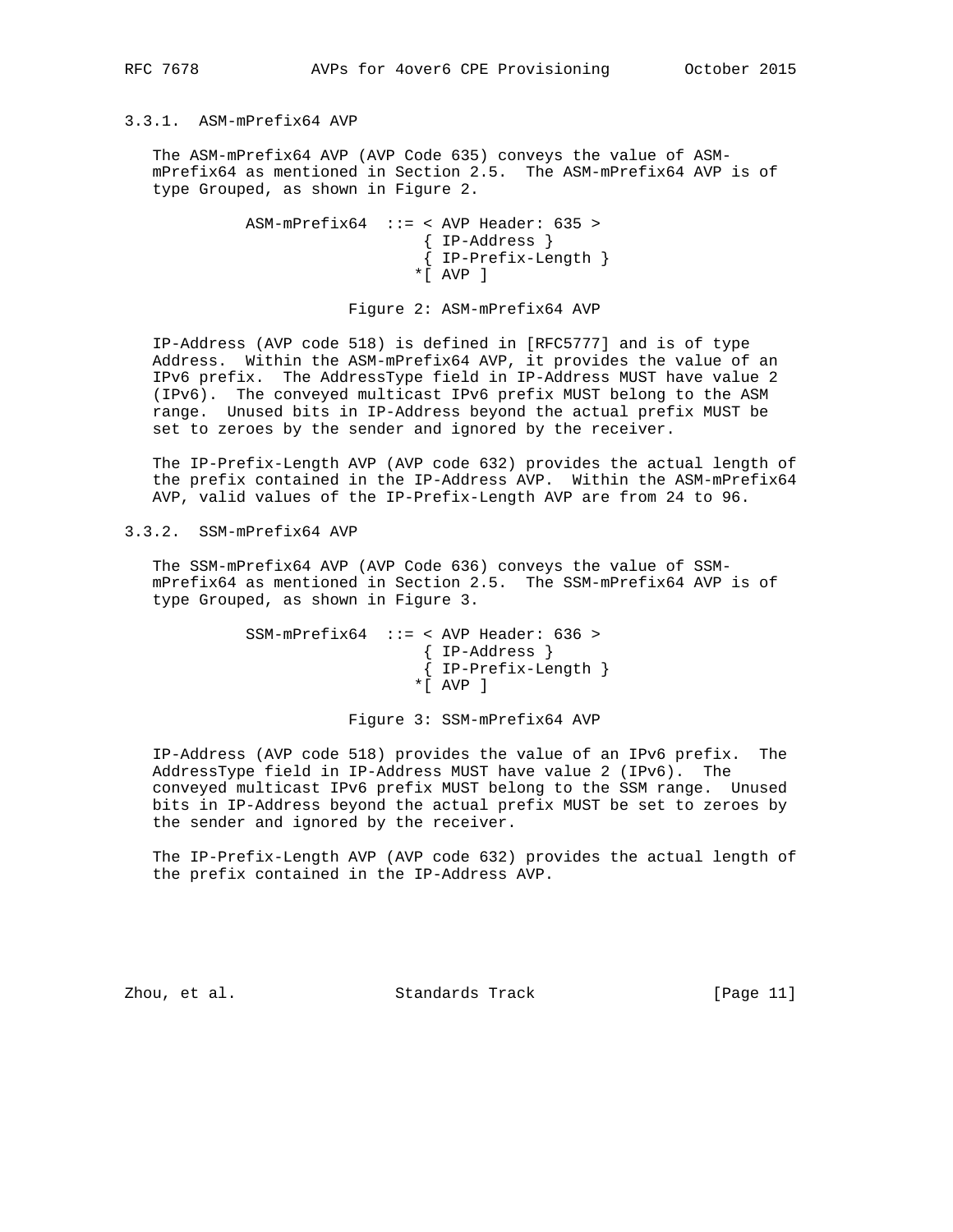### 3.3.1. ASM-mPrefix64 AVP

The ASM-mPrefix64 AVP (AVP Code 635) conveys the value of ASM-mPrefix64 as mentioned in Section 2.5. The ASM-mPrefix64 AVP is of type Grouped, as shown in Figure 2.

```
ASM-mPrefix64  ::= < AVP Header: 635 >
                     { IP-Address }
                     { IP-Prefix-Length }
                    *[ AVP ]
```

Figure 2: ASM-mPrefix64 AVP

IP-Address (AVP code 518) is defined in [RFC5777] and is of type Address. Within the ASM-mPrefix64 AVP, it provides the value of an IPv6 prefix. The AddressType field in IP-Address MUST have value 2 (IPv6). The conveyed multicast IPv6 prefix MUST belong to the ASM range. Unused bits in IP-Address beyond the actual prefix MUST be set to zeroes by the sender and ignored by the receiver.

The IP-Prefix-Length AVP (AVP code 632) provides the actual length of the prefix contained in the IP-Address AVP. Within the ASM-mPrefix64 AVP, valid values of the IP-Prefix-Length AVP are from 24 to 96.

### 3.3.2. SSM-mPrefix64 AVP

The SSM-mPrefix64 AVP (AVP Code 636) conveys the value of SSM-mPrefix64 as mentioned in Section 2.5. The SSM-mPrefix64 AVP is of type Grouped, as shown in Figure 3.

```
SSM-mPrefix64  ::= < AVP Header: 636 >
                     { IP-Address }
                     { IP-Prefix-Length }
                    *[ AVP ]
```

Figure 3: SSM-mPrefix64 AVP

IP-Address (AVP code 518) provides the value of an IPv6 prefix. The AddressType field in IP-Address MUST have value 2 (IPv6). The conveyed multicast IPv6 prefix MUST belong to the SSM range. Unused bits in IP-Address beyond the actual prefix MUST be set to zeroes by the sender and ignored by the receiver.

The IP-Prefix-Length AVP (AVP code 632) provides the actual length of the prefix contained in the IP-Address AVP.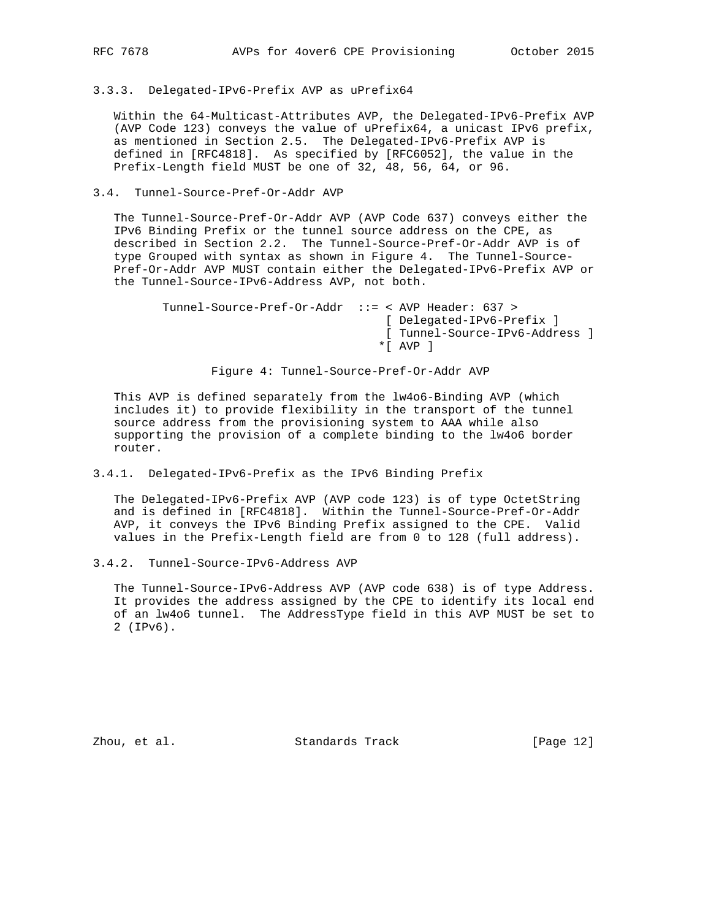### 3.3.3. Delegated-IPv6-Prefix AVP as uPrefix64

Within the 64-Multicast-Attributes AVP, the Delegated-IPv6-Prefix AVP (AVP Code 123) conveys the value of uPrefix64, a unicast IPv6 prefix, as mentioned in Section 2.5. The Delegated-IPv6-Prefix AVP is defined in [RFC4818]. As specified by [RFC6052], the value in the Prefix-Length field MUST be one of 32, 48, 56, 64, or 96.

## 3.4. Tunnel-Source-Pref-Or-Addr AVP

The Tunnel-Source-Pref-Or-Addr AVP (AVP Code 637) conveys either the IPv6 Binding Prefix or the tunnel source address on the CPE, as described in Section 2.2. The Tunnel-Source-Pref-Or-Addr AVP is of type Grouped with syntax as shown in Figure 4. The Tunnel-Source-Pref-Or-Addr AVP MUST contain either the Delegated-IPv6-Prefix AVP or the Tunnel-Source-IPv6-Address AVP, not both.

```
       Tunnel-Source-Pref-Or-Addr  ::= < AVP Header: 637 >
                                       [ Delegated-IPv6-Prefix ]
                                       [ Tunnel-Source-IPv6-Address ]
                                      *[ AVP ]
```

Figure 4: Tunnel-Source-Pref-Or-Addr AVP

This AVP is defined separately from the lw4o6-Binding AVP (which includes it) to provide flexibility in the transport of the tunnel source address from the provisioning system to AAA while also supporting the provision of a complete binding to the lw4o6 border router.

### 3.4.1. Delegated-IPv6-Prefix as the IPv6 Binding Prefix

The Delegated-IPv6-Prefix AVP (AVP code 123) is of type OctetString and is defined in [RFC4818]. Within the Tunnel-Source-Pref-Or-Addr AVP, it conveys the IPv6 Binding Prefix assigned to the CPE. Valid values in the Prefix-Length field are from 0 to 128 (full address).

### 3.4.2. Tunnel-Source-IPv6-Address AVP

The Tunnel-Source-IPv6-Address AVP (AVP code 638) is of type Address. It provides the address assigned by the CPE to identify its local end of an lw4o6 tunnel. The AddressType field in this AVP MUST be set to 2 (IPv6).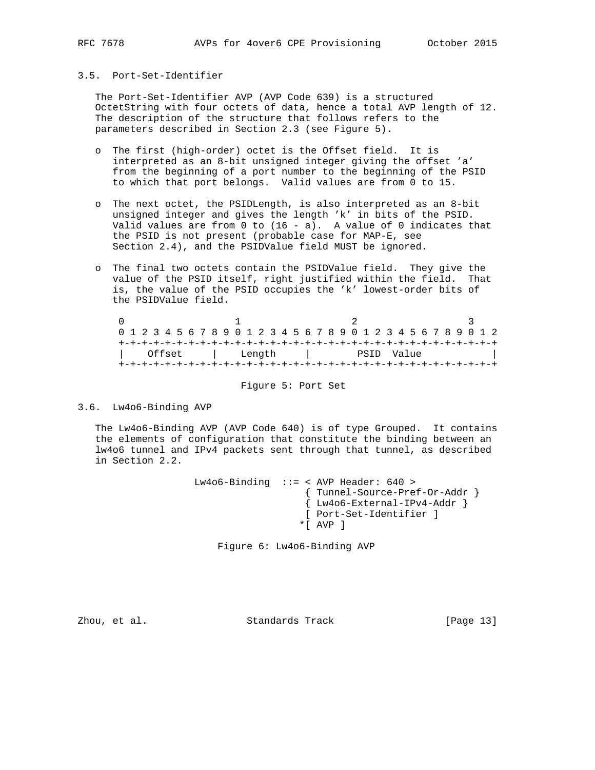### 3.5. Port-Set-Identifier

The Port-Set-Identifier AVP (AVP Code 639) is a structured OctetString with four octets of data, hence a total AVP length of 12. The description of the structure that follows refers to the parameters described in Section 2.3 (see Figure 5).

- The first (high-order) octet is the Offset field. It is interpreted as an 8-bit unsigned integer giving the offset 'a' from the beginning of a port number to the beginning of the PSID to which that port belongs. Valid values are from 0 to 15.
- The next octet, the PSIDLength, is also interpreted as an 8-bit unsigned integer and gives the length 'k' in bits of the PSID. Valid values are from 0 to (16 - a). A value of 0 indicates that the PSID is not present (probable case for MAP-E, see Section 2.4), and the PSIDValue field MUST be ignored.
- The final two octets contain the PSIDValue field. They give the value of the PSID itself, right justified within the field. That is, the value of the PSID occupies the 'k' lowest-order bits of the PSIDValue field.

```
 0                   1                   2                   3
 0 1 2 3 4 5 6 7 8 9 0 1 2 3 4 5 6 7 8 9 0 1 2 3 4 5 6 7 8 9 0 1 2
+-+-+-+-+-+-+-+-+-+-+-+-+-+-+-+-+-+-+-+-+-+-+-+-+-+-+-+-+-+-+-+-+-+
|    Offset     |    Length     |        PSID  Value              |
+-+-+-+-+-+-+-+-+-+-+-+-+-+-+-+-+-+-+-+-+-+-+-+-+-+-+-+-+-+-+-+-+-+
```

Figure 5: Port Set

### 3.6. Lw4o6-Binding AVP

The Lw4o6-Binding AVP (AVP Code 640) is of type Grouped. It contains the elements of configuration that constitute the binding between an lw4o6 tunnel and IPv4 packets sent through that tunnel, as described in Section 2.2.

```
Lw4o6-Binding  ::= < AVP Header: 640 >
                     { Tunnel-Source-Pref-Or-Addr }
                     { Lw4o6-External-IPv4-Addr }
                     [ Port-Set-Identifier ]
                    *[ AVP ]
```

Figure 6: Lw4o6-Binding AVP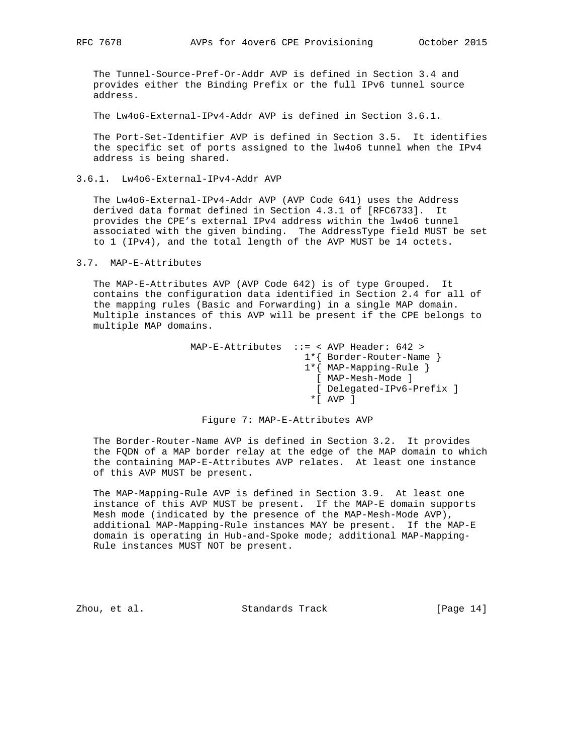The Tunnel-Source-Pref-Or-Addr AVP is defined in Section 3.4 and provides either the Binding Prefix or the full IPv6 tunnel source address.

The Lw4o6-External-IPv4-Addr AVP is defined in Section 3.6.1.

The Port-Set-Identifier AVP is defined in Section 3.5. It identifies the specific set of ports assigned to the lw4o6 tunnel when the IPv4 address is being shared.

### 3.6.1. Lw4o6-External-IPv4-Addr AVP

The Lw4o6-External-IPv4-Addr AVP (AVP Code 641) uses the Address derived data format defined in Section 4.3.1 of [RFC6733]. It provides the CPE's external IPv4 address within the lw4o6 tunnel associated with the given binding. The AddressType field MUST be set to 1 (IPv4), and the total length of the AVP MUST be 14 octets.

## 3.7. MAP-E-Attributes

The MAP-E-Attributes AVP (AVP Code 642) is of type Grouped. It contains the configuration data identified in Section 2.4 for all of the mapping rules (Basic and Forwarding) in a single MAP domain. Multiple instances of this AVP will be present if the CPE belongs to multiple MAP domains.

```
MAP-E-Attributes  ::= < AVP Header: 642 >
                     1*{ Border-Router-Name }
                     1*{ MAP-Mapping-Rule }
                       [ MAP-Mesh-Mode ]
                       [ Delegated-IPv6-Prefix ]
                      *[ AVP ]
```

Figure 7: MAP-E-Attributes AVP

The Border-Router-Name AVP is defined in Section 3.2. It provides the FQDN of a MAP border relay at the edge of the MAP domain to which the containing MAP-E-Attributes AVP relates. At least one instance of this AVP MUST be present.

The MAP-Mapping-Rule AVP is defined in Section 3.9. At least one instance of this AVP MUST be present. If the MAP-E domain supports Mesh mode (indicated by the presence of the MAP-Mesh-Mode AVP), additional MAP-Mapping-Rule instances MAY be present. If the MAP-E domain is operating in Hub-and-Spoke mode; additional MAP-Mapping-Rule instances MUST NOT be present.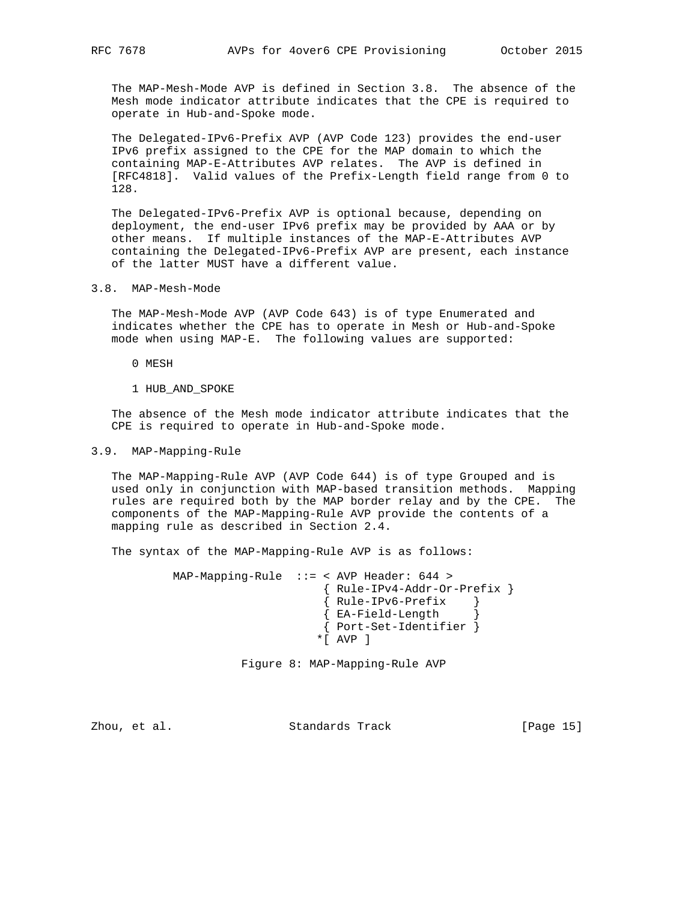The MAP-Mesh-Mode AVP is defined in Section 3.8. The absence of the Mesh mode indicator attribute indicates that the CPE is required to operate in Hub-and-Spoke mode.

The Delegated-IPv6-Prefix AVP (AVP Code 123) provides the end-user IPv6 prefix assigned to the CPE for the MAP domain to which the containing MAP-E-Attributes AVP relates. The AVP is defined in [RFC4818]. Valid values of the Prefix-Length field range from 0 to 128.

The Delegated-IPv6-Prefix AVP is optional because, depending on deployment, the end-user IPv6 prefix may be provided by AAA or by other means. If multiple instances of the MAP-E-Attributes AVP containing the Delegated-IPv6-Prefix AVP are present, each instance of the latter MUST have a different value.

## 3.8. MAP-Mesh-Mode

The MAP-Mesh-Mode AVP (AVP Code 643) is of type Enumerated and indicates whether the CPE has to operate in Mesh or Hub-and-Spoke mode when using MAP-E. The following values are supported:

0 MESH

1 HUB_AND_SPOKE

The absence of the Mesh mode indicator attribute indicates that the CPE is required to operate in Hub-and-Spoke mode.

## 3.9. MAP-Mapping-Rule

The MAP-Mapping-Rule AVP (AVP Code 644) is of type Grouped and is used only in conjunction with MAP-based transition methods. Mapping rules are required both by the MAP border relay and by the CPE. The components of the MAP-Mapping-Rule AVP provide the contents of a mapping rule as described in Section 2.4.

The syntax of the MAP-Mapping-Rule AVP is as follows:

```
MAP-Mapping-Rule  ::= < AVP Header: 644 >
                        { Rule-IPv4-Addr-Or-Prefix }
                        { Rule-IPv6-Prefix    }
                        { EA-Field-Length     }
                        { Port-Set-Identifier }
                       *[ AVP ]
```

Figure 8: MAP-Mapping-Rule AVP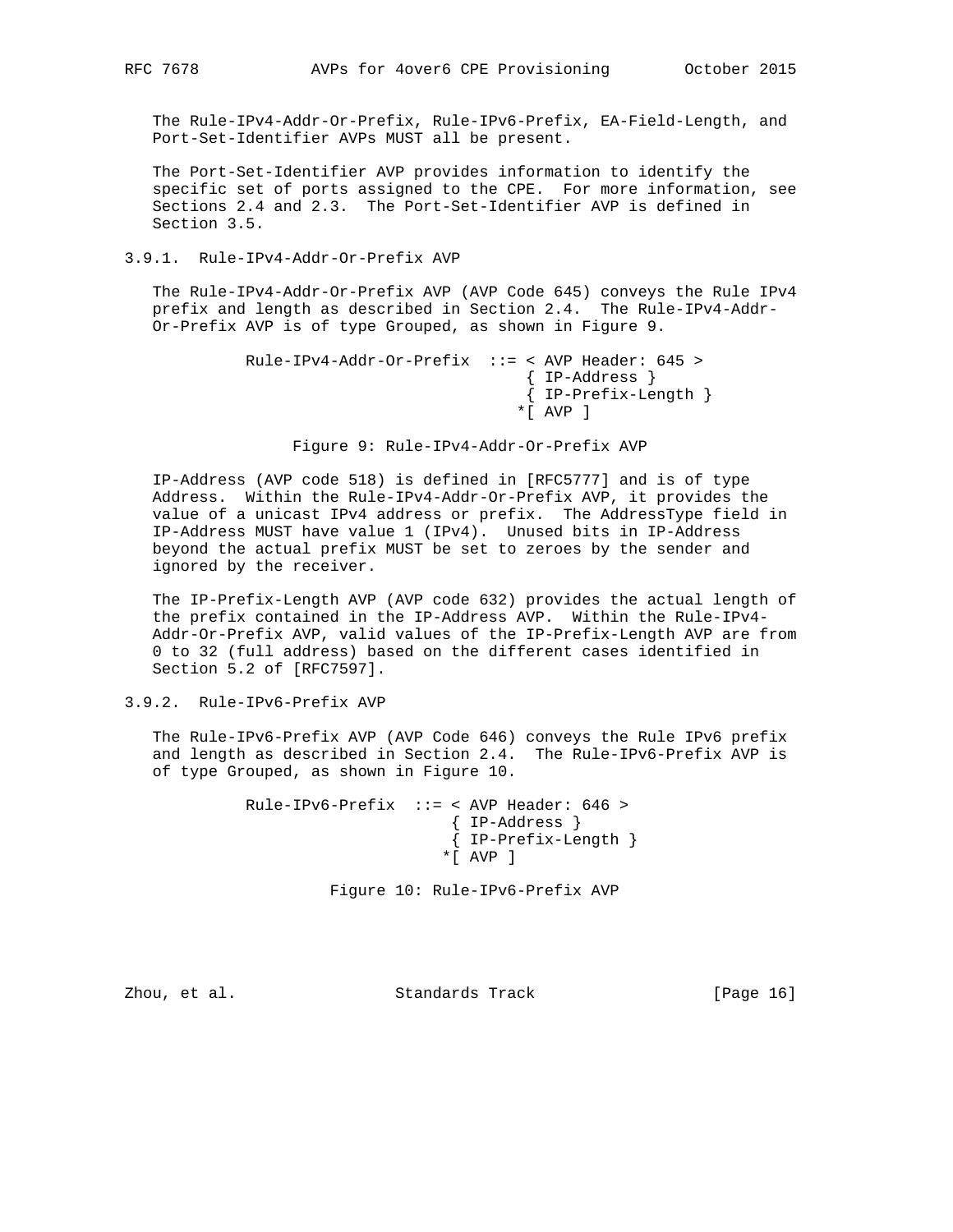The Rule-IPv4-Addr-Or-Prefix, Rule-IPv6-Prefix, EA-Field-Length, and Port-Set-Identifier AVPs MUST all be present.

The Port-Set-Identifier AVP provides information to identify the specific set of ports assigned to the CPE. For more information, see Sections 2.4 and 2.3. The Port-Set-Identifier AVP is defined in Section 3.5.

### 3.9.1. Rule-IPv4-Addr-Or-Prefix AVP

The Rule-IPv4-Addr-Or-Prefix AVP (AVP Code 645) conveys the Rule IPv4 prefix and length as described in Section 2.4. The Rule-IPv4-Addr-Or-Prefix AVP is of type Grouped, as shown in Figure 9.

```
Rule-IPv4-Addr-Or-Prefix  ::= < AVP Header: 645 >
                               { IP-Address }
                               { IP-Prefix-Length }
                              *[ AVP ]
```

Figure 9: Rule-IPv4-Addr-Or-Prefix AVP

IP-Address (AVP code 518) is defined in [RFC5777] and is of type Address. Within the Rule-IPv4-Addr-Or-Prefix AVP, it provides the value of a unicast IPv4 address or prefix. The AddressType field in IP-Address MUST have value 1 (IPv4). Unused bits in IP-Address beyond the actual prefix MUST be set to zeroes by the sender and ignored by the receiver.

The IP-Prefix-Length AVP (AVP code 632) provides the actual length of the prefix contained in the IP-Address AVP. Within the Rule-IPv4-Addr-Or-Prefix AVP, valid values of the IP-Prefix-Length AVP are from 0 to 32 (full address) based on the different cases identified in Section 5.2 of [RFC7597].

### 3.9.2. Rule-IPv6-Prefix AVP

The Rule-IPv6-Prefix AVP (AVP Code 646) conveys the Rule IPv6 prefix and length as described in Section 2.4. The Rule-IPv6-Prefix AVP is of type Grouped, as shown in Figure 10.

```
Rule-IPv6-Prefix  ::= < AVP Header: 646 >
                       { IP-Address }
                       { IP-Prefix-Length }
                      *[ AVP ]
```

Figure 10: Rule-IPv6-Prefix AVP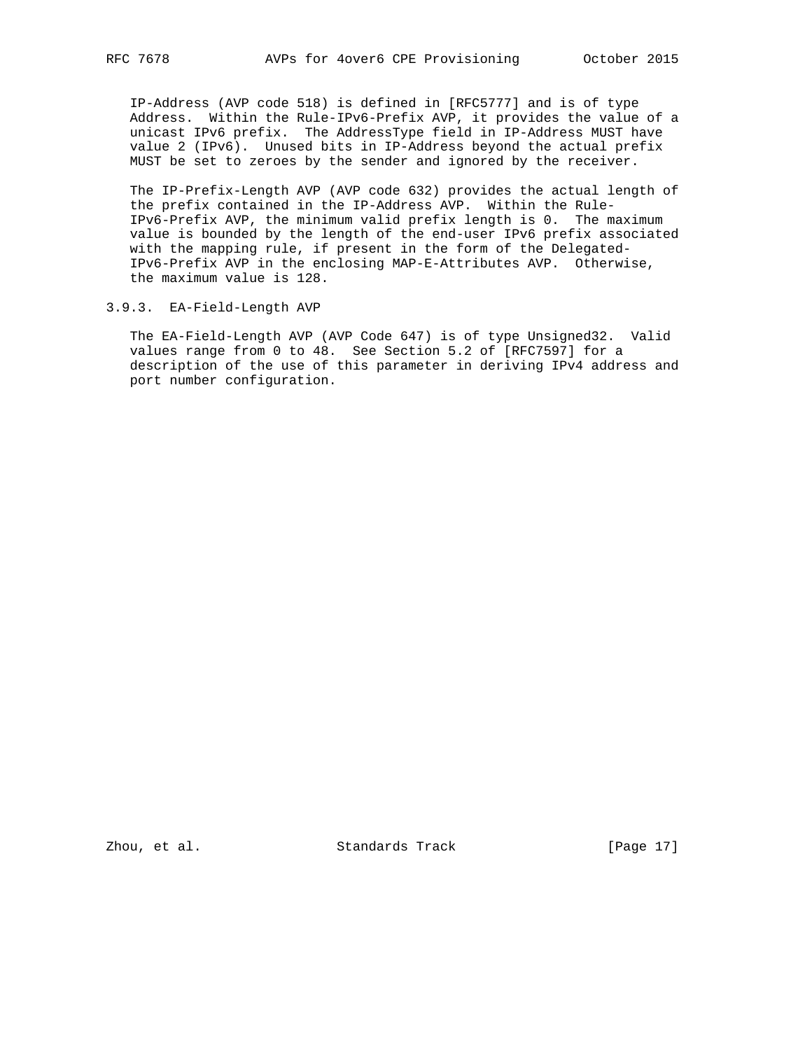IP-Address (AVP code 518) is defined in [RFC5777] and is of type Address. Within the Rule-IPv6-Prefix AVP, it provides the value of a unicast IPv6 prefix. The AddressType field in IP-Address MUST have value 2 (IPv6). Unused bits in IP-Address beyond the actual prefix MUST be set to zeroes by the sender and ignored by the receiver.

The IP-Prefix-Length AVP (AVP code 632) provides the actual length of the prefix contained in the IP-Address AVP. Within the Rule-IPv6-Prefix AVP, the minimum valid prefix length is 0. The maximum value is bounded by the length of the end-user IPv6 prefix associated with the mapping rule, if present in the form of the Delegated-IPv6-Prefix AVP in the enclosing MAP-E-Attributes AVP. Otherwise, the maximum value is 128.

### 3.9.3. EA-Field-Length AVP

The EA-Field-Length AVP (AVP Code 647) is of type Unsigned32. Valid values range from 0 to 48. See Section 5.2 of [RFC7597] for a description of the use of this parameter in deriving IPv4 address and port number configuration.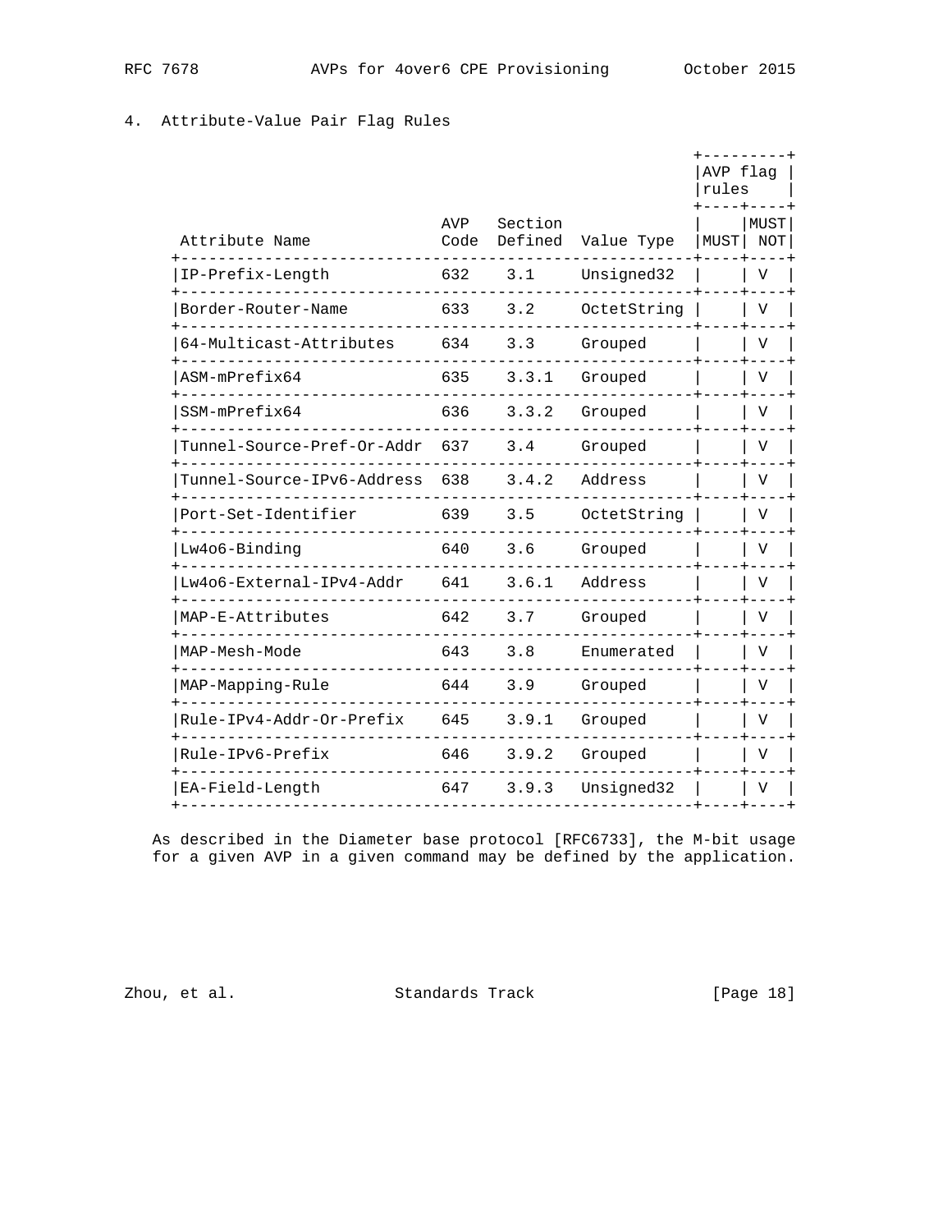## 4. Attribute-Value Pair Flag Rules

| Attribute Name | AVP Code | Section Defined | Value Type | AVP flag rules MUST | AVP flag rules MUST NOT |
|---|---|---|---|---|---|
| IP-Prefix-Length | 632 | 3.1 | Unsigned32 | | V |
| Border-Router-Name | 633 | 3.2 | OctetString | | V |
| 64-Multicast-Attributes | 634 | 3.3 | Grouped | | V |
| ASM-mPrefix64 | 635 | 3.3.1 | Grouped | | V |
| SSM-mPrefix64 | 636 | 3.3.2 | Grouped | | V |
| Tunnel-Source-Pref-Or-Addr | 637 | 3.4 | Grouped | | V |
| Tunnel-Source-IPv6-Address | 638 | 3.4.2 | Address | | V |
| Port-Set-Identifier | 639 | 3.5 | OctetString | | V |
| Lw4o6-Binding | 640 | 3.6 | Grouped | | V |
| Lw4o6-External-IPv4-Addr | 641 | 3.6.1 | Address | | V |
| MAP-E-Attributes | 642 | 3.7 | Grouped | | V |
| MAP-Mesh-Mode | 643 | 3.8 | Enumerated | | V |
| MAP-Mapping-Rule | 644 | 3.9 | Grouped | | V |
| Rule-IPv4-Addr-Or-Prefix | 645 | 3.9.1 | Grouped | | V |
| Rule-IPv6-Prefix | 646 | 3.9.2 | Grouped | | V |
| EA-Field-Length | 647 | 3.9.3 | Unsigned32 | | V |

As described in the Diameter base protocol [RFC6733], the M-bit usage for a given AVP in a given command may be defined by the application.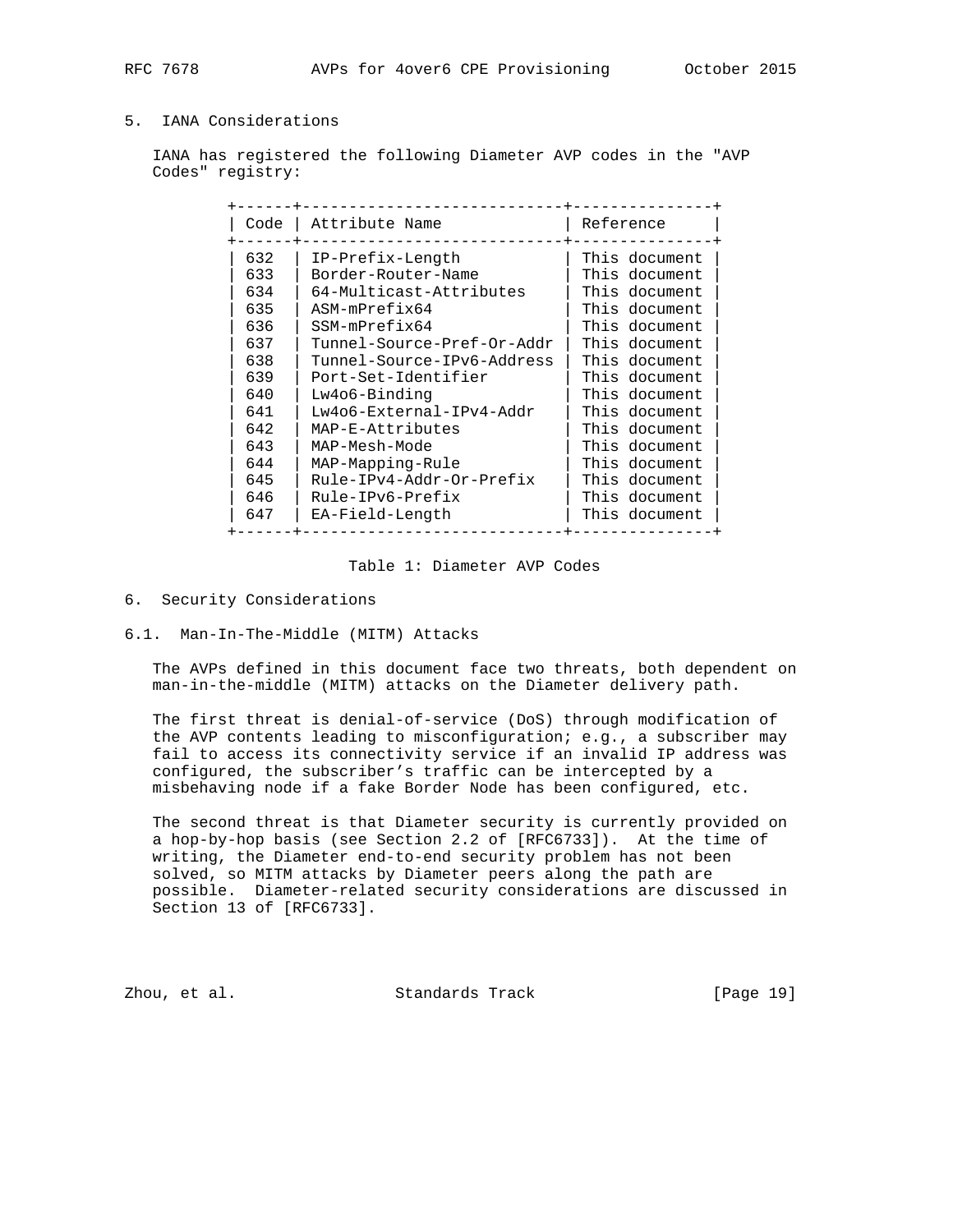## 5. IANA Considerations

IANA has registered the following Diameter AVP codes in the "AVP Codes" registry:

| Code | Attribute Name | Reference |
|---|---|---|
| 632 | IP-Prefix-Length | This document |
| 633 | Border-Router-Name | This document |
| 634 | 64-Multicast-Attributes | This document |
| 635 | ASM-mPrefix64 | This document |
| 636 | SSM-mPrefix64 | This document |
| 637 | Tunnel-Source-Pref-Or-Addr | This document |
| 638 | Tunnel-Source-IPv6-Address | This document |
| 639 | Port-Set-Identifier | This document |
| 640 | Lw4o6-Binding | This document |
| 641 | Lw4o6-External-IPv4-Addr | This document |
| 642 | MAP-E-Attributes | This document |
| 643 | MAP-Mesh-Mode | This document |
| 644 | MAP-Mapping-Rule | This document |
| 645 | Rule-IPv4-Addr-Or-Prefix | This document |
| 646 | Rule-IPv6-Prefix | This document |
| 647 | EA-Field-Length | This document |

Table 1: Diameter AVP Codes

## 6. Security Considerations

### 6.1. Man-In-The-Middle (MITM) Attacks

The AVPs defined in this document face two threats, both dependent on man-in-the-middle (MITM) attacks on the Diameter delivery path.

The first threat is denial-of-service (DoS) through modification of the AVP contents leading to misconfiguration; e.g., a subscriber may fail to access its connectivity service if an invalid IP address was configured, the subscriber's traffic can be intercepted by a misbehaving node if a fake Border Node has been configured, etc.

The second threat is that Diameter security is currently provided on a hop-by-hop basis (see Section 2.2 of [RFC6733]). At the time of writing, the Diameter end-to-end security problem has not been solved, so MITM attacks by Diameter peers along the path are possible. Diameter-related security considerations are discussed in Section 13 of [RFC6733].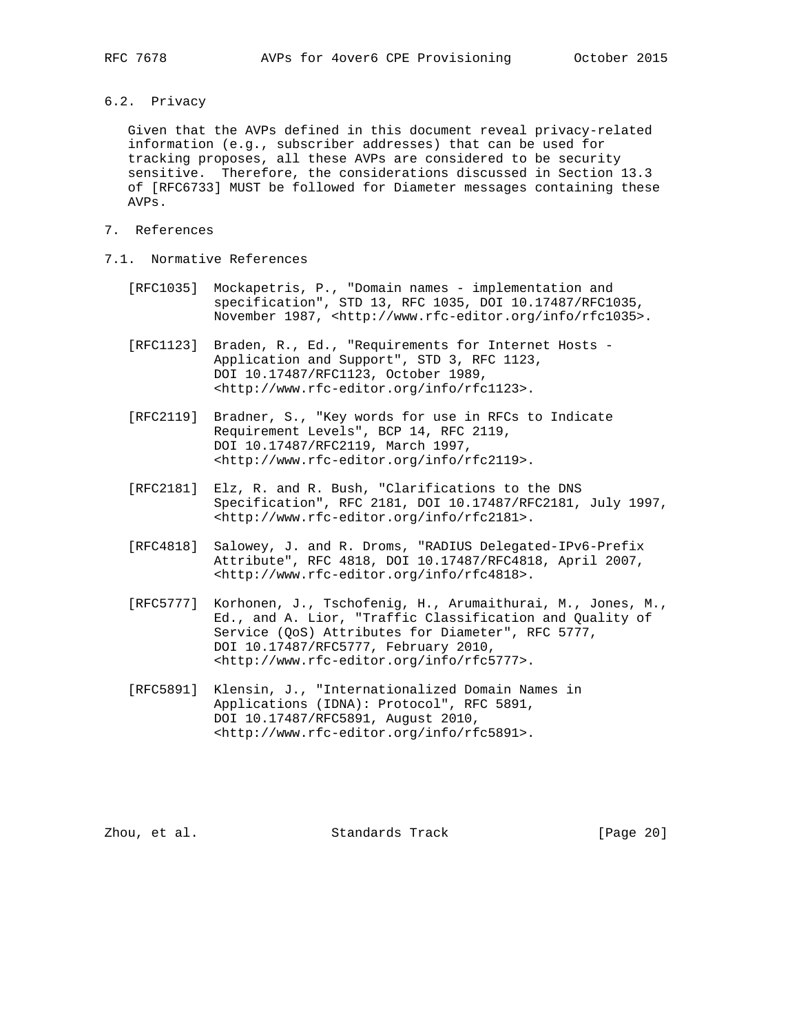### 6.2. Privacy

Given that the AVPs defined in this document reveal privacy-related information (e.g., subscriber addresses) that can be used for tracking proposes, all these AVPs are considered to be security sensitive. Therefore, the considerations discussed in Section 13.3 of [RFC6733] MUST be followed for Diameter messages containing these AVPs.

## 7. References

### 7.1. Normative References

[RFC1035] Mockapetris, P., "Domain names - implementation and specification", STD 13, RFC 1035, DOI 10.17487/RFC1035, November 1987, <http://www.rfc-editor.org/info/rfc1035>.

[RFC1123] Braden, R., Ed., "Requirements for Internet Hosts - Application and Support", STD 3, RFC 1123, DOI 10.17487/RFC1123, October 1989, <http://www.rfc-editor.org/info/rfc1123>.

[RFC2119] Bradner, S., "Key words for use in RFCs to Indicate Requirement Levels", BCP 14, RFC 2119, DOI 10.17487/RFC2119, March 1997, <http://www.rfc-editor.org/info/rfc2119>.

[RFC2181] Elz, R. and R. Bush, "Clarifications to the DNS Specification", RFC 2181, DOI 10.17487/RFC2181, July 1997, <http://www.rfc-editor.org/info/rfc2181>.

[RFC4818] Salowey, J. and R. Droms, "RADIUS Delegated-IPv6-Prefix Attribute", RFC 4818, DOI 10.17487/RFC4818, April 2007, <http://www.rfc-editor.org/info/rfc4818>.

[RFC5777] Korhonen, J., Tschofenig, H., Arumaithurai, M., Jones, M., Ed., and A. Lior, "Traffic Classification and Quality of Service (QoS) Attributes for Diameter", RFC 5777, DOI 10.17487/RFC5777, February 2010, <http://www.rfc-editor.org/info/rfc5777>.

[RFC5891] Klensin, J., "Internationalized Domain Names in Applications (IDNA): Protocol", RFC 5891, DOI 10.17487/RFC5891, August 2010, <http://www.rfc-editor.org/info/rfc5891>.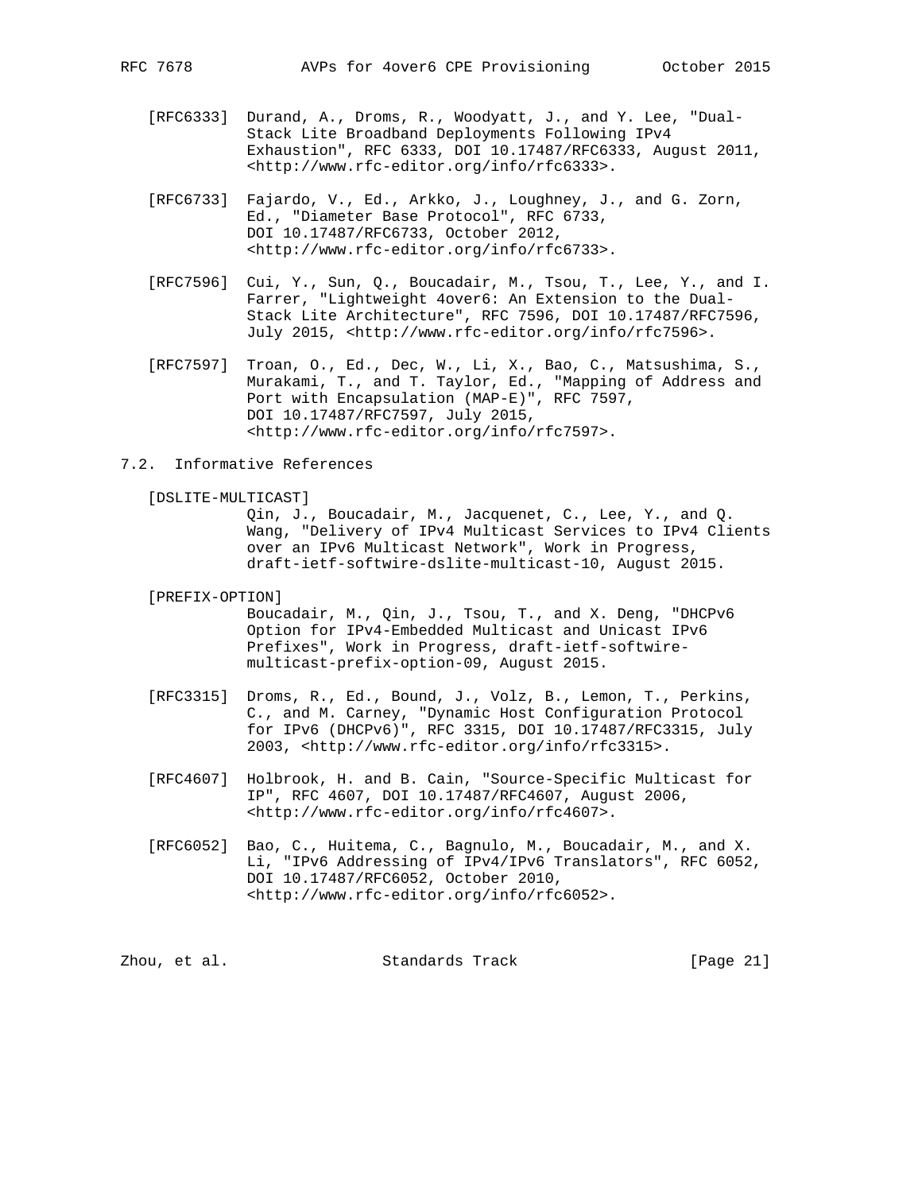[RFC6333] Durand, A., Droms, R., Woodyatt, J., and Y. Lee, "Dual-Stack Lite Broadband Deployments Following IPv4 Exhaustion", RFC 6333, DOI 10.17487/RFC6333, August 2011, <http://www.rfc-editor.org/info/rfc6333>.

[RFC6733] Fajardo, V., Ed., Arkko, J., Loughney, J., and G. Zorn, Ed., "Diameter Base Protocol", RFC 6733, DOI 10.17487/RFC6733, October 2012, <http://www.rfc-editor.org/info/rfc6733>.

[RFC7596] Cui, Y., Sun, Q., Boucadair, M., Tsou, T., Lee, Y., and I. Farrer, "Lightweight 4over6: An Extension to the Dual-Stack Lite Architecture", RFC 7596, DOI 10.17487/RFC7596, July 2015, <http://www.rfc-editor.org/info/rfc7596>.

[RFC7597] Troan, O., Ed., Dec, W., Li, X., Bao, C., Matsushima, S., Murakami, T., and T. Taylor, Ed., "Mapping of Address and Port with Encapsulation (MAP-E)", RFC 7597, DOI 10.17487/RFC7597, July 2015, <http://www.rfc-editor.org/info/rfc7597>.

## 7.2. Informative References

[DSLITE-MULTICAST] Qin, J., Boucadair, M., Jacquenet, C., Lee, Y., and Q. Wang, "Delivery of IPv4 Multicast Services to IPv4 Clients over an IPv6 Multicast Network", Work in Progress, draft-ietf-softwire-dslite-multicast-10, August 2015.

[PREFIX-OPTION] Boucadair, M., Qin, J., Tsou, T., and X. Deng, "DHCPv6 Option for IPv4-Embedded Multicast and Unicast IPv6 Prefixes", Work in Progress, draft-ietf-softwire-multicast-prefix-option-09, August 2015.

[RFC3315] Droms, R., Ed., Bound, J., Volz, B., Lemon, T., Perkins, C., and M. Carney, "Dynamic Host Configuration Protocol for IPv6 (DHCPv6)", RFC 3315, DOI 10.17487/RFC3315, July 2003, <http://www.rfc-editor.org/info/rfc3315>.

[RFC4607] Holbrook, H. and B. Cain, "Source-Specific Multicast for IP", RFC 4607, DOI 10.17487/RFC4607, August 2006, <http://www.rfc-editor.org/info/rfc4607>.

[RFC6052] Bao, C., Huitema, C., Bagnulo, M., Boucadair, M., and X. Li, "IPv6 Addressing of IPv4/IPv6 Translators", RFC 6052, DOI 10.17487/RFC6052, October 2010, <http://www.rfc-editor.org/info/rfc6052>.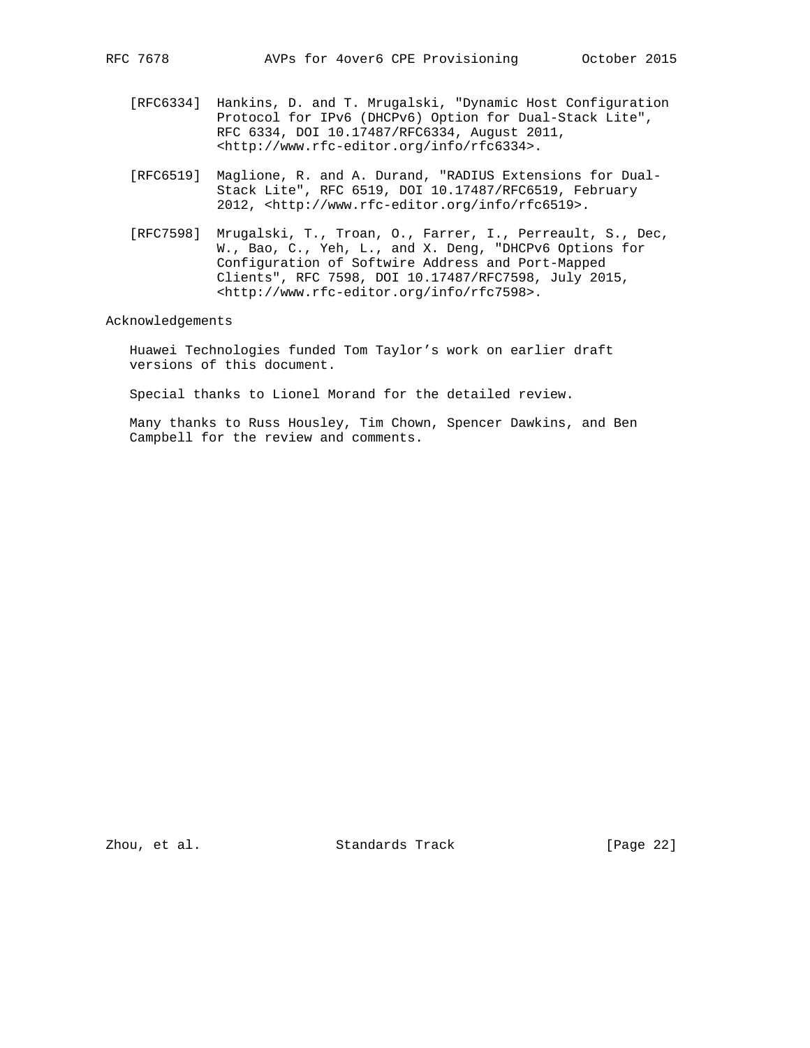[RFC6334] Hankins, D. and T. Mrugalski, "Dynamic Host Configuration Protocol for IPv6 (DHCPv6) Option for Dual-Stack Lite", RFC 6334, DOI 10.17487/RFC6334, August 2011, <http://www.rfc-editor.org/info/rfc6334>.

[RFC6519] Maglione, R. and A. Durand, "RADIUS Extensions for Dual-Stack Lite", RFC 6519, DOI 10.17487/RFC6519, February 2012, <http://www.rfc-editor.org/info/rfc6519>.

[RFC7598] Mrugalski, T., Troan, O., Farrer, I., Perreault, S., Dec, W., Bao, C., Yeh, L., and X. Deng, "DHCPv6 Options for Configuration of Softwire Address and Port-Mapped Clients", RFC 7598, DOI 10.17487/RFC7598, July 2015, <http://www.rfc-editor.org/info/rfc7598>.

## Acknowledgements

Huawei Technologies funded Tom Taylor's work on earlier draft versions of this document.

Special thanks to Lionel Morand for the detailed review.

Many thanks to Russ Housley, Tim Chown, Spencer Dawkins, and Ben Campbell for the review and comments.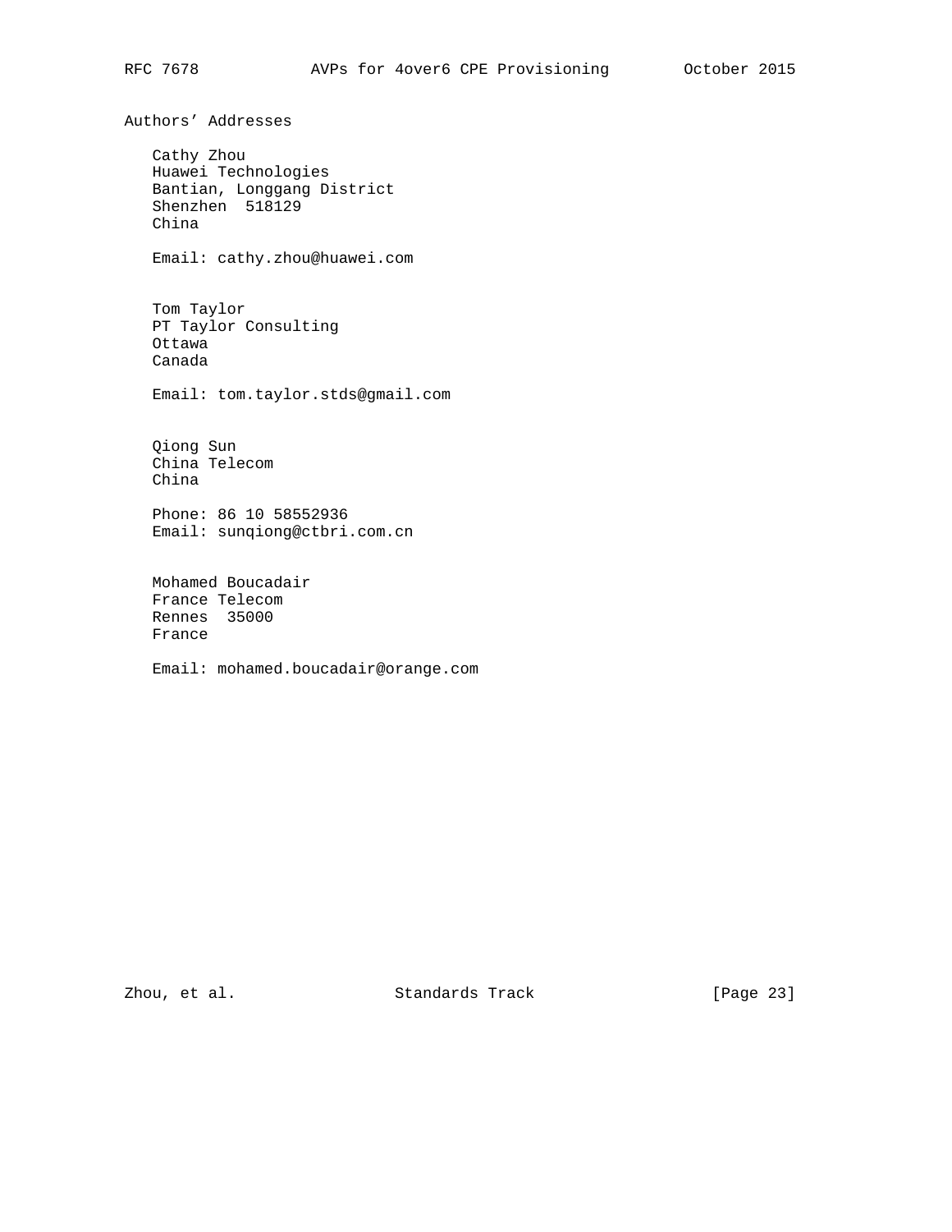# Authors' Addresses

Cathy Zhou
Huawei Technologies
Bantian, Longgang District
Shenzhen 518129
China

Email: cathy.zhou@huawei.com

Tom Taylor
PT Taylor Consulting
Ottawa
Canada

Email: tom.taylor.stds@gmail.com

Qiong Sun
China Telecom
China

Phone: 86 10 58552936
Email: sunqiong@ctbri.com.cn

Mohamed Boucadair
France Telecom
Rennes 35000
France

Email: mohamed.boucadair@orange.com